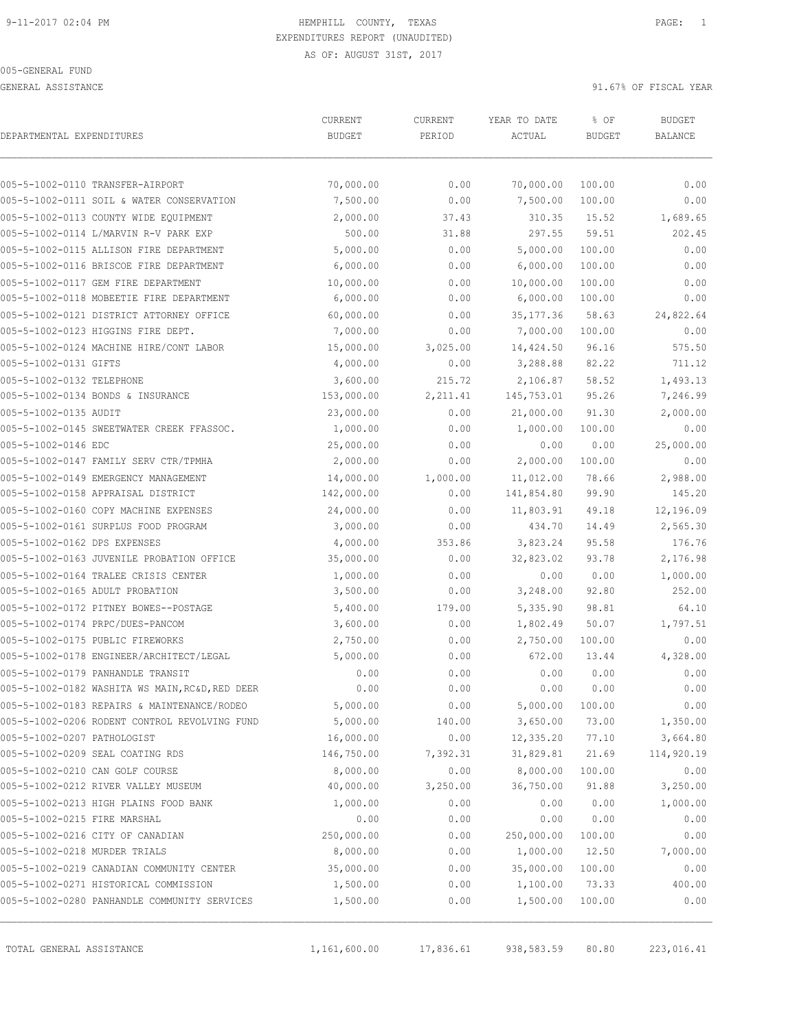9-11-2017 02:04 PM

# HEMPHILL COUNTY, TEXAS

EXPENDITURES REPORT (UNAUDITED)

AS OF: AUGUST 31ST, 2017

005-GENERAL FUND

GENERAL ASSISTANCE

91.67% OF FISCAL YEAR

| DEPARTMENTAL EXPENDITURES | CURRENT BUDGET | CURRENT PERIOD | YEAR TO DATE ACTUAL | % OF BUDGET | BUDGET BALANCE |
|---|---|---|---|---|---|
| 005-5-1002-0110 TRANSFER-AIRPORT | 70,000.00 | 0.00 | 70,000.00 | 100.00 | 0.00 |
| 005-5-1002-0111 SOIL & WATER CONSERVATION | 7,500.00 | 0.00 | 7,500.00 | 100.00 | 0.00 |
| 005-5-1002-0113 COUNTY WIDE EQUIPMENT | 2,000.00 | 37.43 | 310.35 | 15.52 | 1,689.65 |
| 005-5-1002-0114 L/MARVIN R-V PARK EXP | 500.00 | 31.88 | 297.55 | 59.51 | 202.45 |
| 005-5-1002-0115 ALLISON FIRE DEPARTMENT | 5,000.00 | 0.00 | 5,000.00 | 100.00 | 0.00 |
| 005-5-1002-0116 BRISCOE FIRE DEPARTMENT | 6,000.00 | 0.00 | 6,000.00 | 100.00 | 0.00 |
| 005-5-1002-0117 GEM FIRE DEPARTMENT | 10,000.00 | 0.00 | 10,000.00 | 100.00 | 0.00 |
| 005-5-1002-0118 MOBEETIE FIRE DEPARTMENT | 6,000.00 | 0.00 | 6,000.00 | 100.00 | 0.00 |
| 005-5-1002-0121 DISTRICT ATTORNEY OFFICE | 60,000.00 | 0.00 | 35,177.36 | 58.63 | 24,822.64 |
| 005-5-1002-0123 HIGGINS FIRE DEPT. | 7,000.00 | 0.00 | 7,000.00 | 100.00 | 0.00 |
| 005-5-1002-0124 MACHINE HIRE/CONT LABOR | 15,000.00 | 3,025.00 | 14,424.50 | 96.16 | 575.50 |
| 005-5-1002-0131 GIFTS | 4,000.00 | 0.00 | 3,288.88 | 82.22 | 711.12 |
| 005-5-1002-0132 TELEPHONE | 3,600.00 | 215.72 | 2,106.87 | 58.52 | 1,493.13 |
| 005-5-1002-0134 BONDS & INSURANCE | 153,000.00 | 2,211.41 | 145,753.01 | 95.26 | 7,246.99 |
| 005-5-1002-0135 AUDIT | 23,000.00 | 0.00 | 21,000.00 | 91.30 | 2,000.00 |
| 005-5-1002-0145 SWEETWATER CREEK FFASSOC. | 1,000.00 | 0.00 | 1,000.00 | 100.00 | 0.00 |
| 005-5-1002-0146 EDC | 25,000.00 | 0.00 | 0.00 | 0.00 | 25,000.00 |
| 005-5-1002-0147 FAMILY SERV CTR/TPMHA | 2,000.00 | 0.00 | 2,000.00 | 100.00 | 0.00 |
| 005-5-1002-0149 EMERGENCY MANAGEMENT | 14,000.00 | 1,000.00 | 11,012.00 | 78.66 | 2,988.00 |
| 005-5-1002-0158 APPRAISAL DISTRICT | 142,000.00 | 0.00 | 141,854.80 | 99.90 | 145.20 |
| 005-5-1002-0160 COPY MACHINE EXPENSES | 24,000.00 | 0.00 | 11,803.91 | 49.18 | 12,196.09 |
| 005-5-1002-0161 SURPLUS FOOD PROGRAM | 3,000.00 | 0.00 | 434.70 | 14.49 | 2,565.30 |
| 005-5-1002-0162 DPS EXPENSES | 4,000.00 | 353.86 | 3,823.24 | 95.58 | 176.76 |
| 005-5-1002-0163 JUVENILE PROBATION OFFICE | 35,000.00 | 0.00 | 32,823.02 | 93.78 | 2,176.98 |
| 005-5-1002-0164 TRALEE CRISIS CENTER | 1,000.00 | 0.00 | 0.00 | 0.00 | 1,000.00 |
| 005-5-1002-0165 ADULT PROBATION | 3,500.00 | 0.00 | 3,248.00 | 92.80 | 252.00 |
| 005-5-1002-0172 PITNEY BOWES--POSTAGE | 5,400.00 | 179.00 | 5,335.90 | 98.81 | 64.10 |
| 005-5-1002-0174 PRPC/DUES-PANCOM | 3,600.00 | 0.00 | 1,802.49 | 50.07 | 1,797.51 |
| 005-5-1002-0175 PUBLIC FIREWORKS | 2,750.00 | 0.00 | 2,750.00 | 100.00 | 0.00 |
| 005-5-1002-0178 ENGINEER/ARCHITECT/LEGAL | 5,000.00 | 0.00 | 672.00 | 13.44 | 4,328.00 |
| 005-5-1002-0179 PANHANDLE TRANSIT | 0.00 | 0.00 | 0.00 | 0.00 | 0.00 |
| 005-5-1002-0182 WASHITA WS MAIN,RC&D,RED DEER | 0.00 | 0.00 | 0.00 | 0.00 | 0.00 |
| 005-5-1002-0183 REPAIRS & MAINTENANCE/RODEO | 5,000.00 | 0.00 | 5,000.00 | 100.00 | 0.00 |
| 005-5-1002-0206 RODENT CONTROL REVOLVING FUND | 5,000.00 | 140.00 | 3,650.00 | 73.00 | 1,350.00 |
| 005-5-1002-0207 PATHOLOGIST | 16,000.00 | 0.00 | 12,335.20 | 77.10 | 3,664.80 |
| 005-5-1002-0209 SEAL COATING RDS | 146,750.00 | 7,392.31 | 31,829.81 | 21.69 | 114,920.19 |
| 005-5-1002-0210 CAN GOLF COURSE | 8,000.00 | 0.00 | 8,000.00 | 100.00 | 0.00 |
| 005-5-1002-0212 RIVER VALLEY MUSEUM | 40,000.00 | 3,250.00 | 36,750.00 | 91.88 | 3,250.00 |
| 005-5-1002-0213 HIGH PLAINS FOOD BANK | 1,000.00 | 0.00 | 0.00 | 0.00 | 1,000.00 |
| 005-5-1002-0215 FIRE MARSHAL | 0.00 | 0.00 | 0.00 | 0.00 | 0.00 |
| 005-5-1002-0216 CITY OF CANADIAN | 250,000.00 | 0.00 | 250,000.00 | 100.00 | 0.00 |
| 005-5-1002-0218 MURDER TRIALS | 8,000.00 | 0.00 | 1,000.00 | 12.50 | 7,000.00 |
| 005-5-1002-0219 CANADIAN COMMUNITY CENTER | 35,000.00 | 0.00 | 35,000.00 | 100.00 | 0.00 |
| 005-5-1002-0271 HISTORICAL COMMISSION | 1,500.00 | 0.00 | 1,100.00 | 73.33 | 400.00 |
| 005-5-1002-0280 PANHANDLE COMMUNITY SERVICES | 1,500.00 | 0.00 | 1,500.00 | 100.00 | 0.00 |
| TOTAL GENERAL ASSISTANCE | 1,161,600.00 | 17,836.61 | 938,583.59 | 80.80 | 223,016.41 |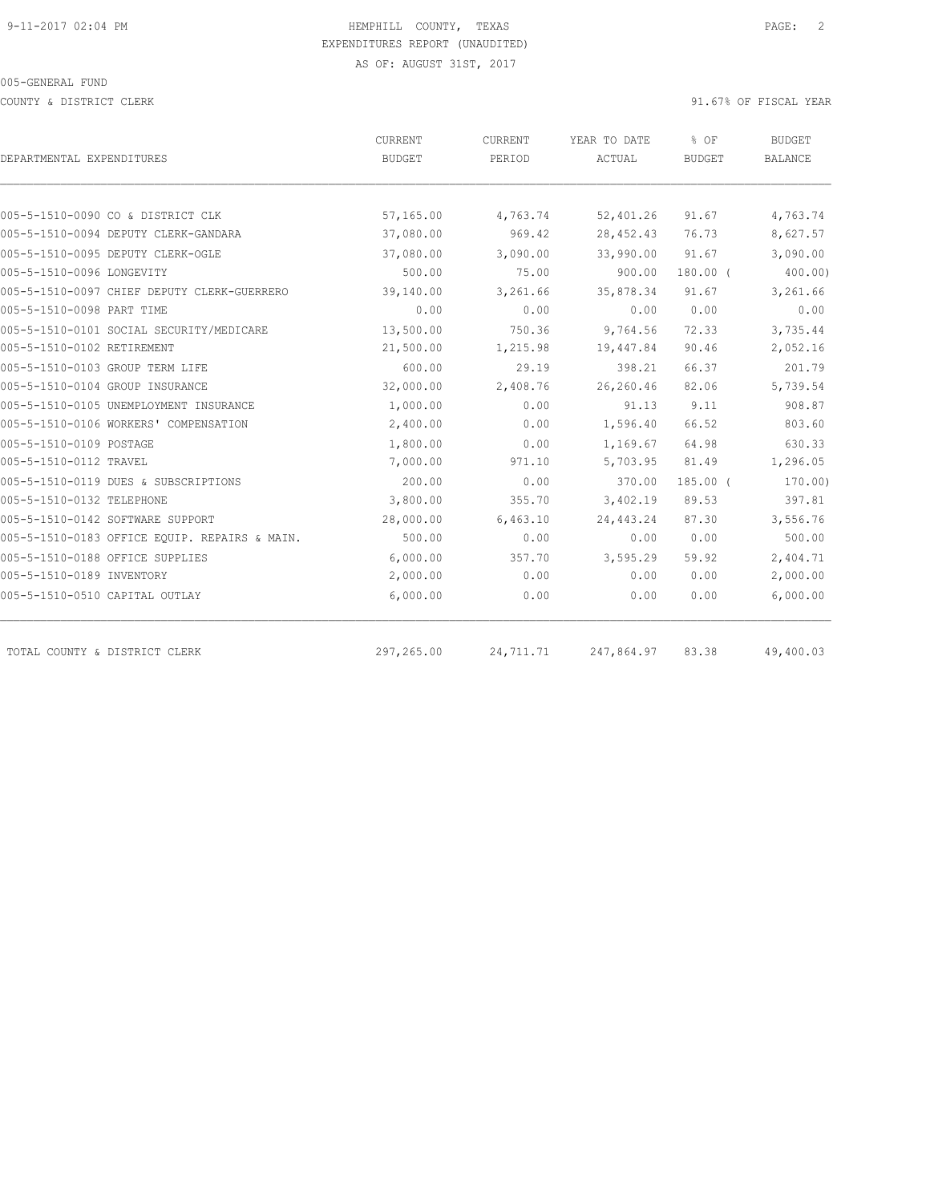HEMPHILL COUNTY, TEXAS
EXPENDITURES REPORT (UNAUDITED)
AS OF: AUGUST 31ST, 2017

005-GENERAL FUND

COUNTY & DISTRICT CLERK

91.67% OF FISCAL YEAR

| DEPARTMENTAL EXPENDITURES | CURRENT BUDGET | CURRENT PERIOD | YEAR TO DATE ACTUAL | % OF BUDGET | BUDGET BALANCE |
|---|---|---|---|---|---|
| 005-5-1510-0090 CO & DISTRICT CLK | 57,165.00 | 4,763.74 | 52,401.26 | 91.67 | 4,763.74 |
| 005-5-1510-0094 DEPUTY CLERK-GANDARA | 37,080.00 | 969.42 | 28,452.43 | 76.73 | 8,627.57 |
| 005-5-1510-0095 DEPUTY CLERK-OGLE | 37,080.00 | 3,090.00 | 33,990.00 | 91.67 | 3,090.00 |
| 005-5-1510-0096 LONGEVITY | 500.00 | 75.00 | 900.00 | 180.00 ( | 400.00) |
| 005-5-1510-0097 CHIEF DEPUTY CLERK-GUERRERO | 39,140.00 | 3,261.66 | 35,878.34 | 91.67 | 3,261.66 |
| 005-5-1510-0098 PART TIME | 0.00 | 0.00 | 0.00 | 0.00 | 0.00 |
| 005-5-1510-0101 SOCIAL SECURITY/MEDICARE | 13,500.00 | 750.36 | 9,764.56 | 72.33 | 3,735.44 |
| 005-5-1510-0102 RETIREMENT | 21,500.00 | 1,215.98 | 19,447.84 | 90.46 | 2,052.16 |
| 005-5-1510-0103 GROUP TERM LIFE | 600.00 | 29.19 | 398.21 | 66.37 | 201.79 |
| 005-5-1510-0104 GROUP INSURANCE | 32,000.00 | 2,408.76 | 26,260.46 | 82.06 | 5,739.54 |
| 005-5-1510-0105 UNEMPLOYMENT INSURANCE | 1,000.00 | 0.00 | 91.13 | 9.11 | 908.87 |
| 005-5-1510-0106 WORKERS' COMPENSATION | 2,400.00 | 0.00 | 1,596.40 | 66.52 | 803.60 |
| 005-5-1510-0109 POSTAGE | 1,800.00 | 0.00 | 1,169.67 | 64.98 | 630.33 |
| 005-5-1510-0112 TRAVEL | 7,000.00 | 971.10 | 5,703.95 | 81.49 | 1,296.05 |
| 005-5-1510-0119 DUES & SUBSCRIPTIONS | 200.00 | 0.00 | 370.00 | 185.00 ( | 170.00) |
| 005-5-1510-0132 TELEPHONE | 3,800.00 | 355.70 | 3,402.19 | 89.53 | 397.81 |
| 005-5-1510-0142 SOFTWARE SUPPORT | 28,000.00 | 6,463.10 | 24,443.24 | 87.30 | 3,556.76 |
| 005-5-1510-0183 OFFICE EQUIP. REPAIRS & MAIN. | 500.00 | 0.00 | 0.00 | 0.00 | 500.00 |
| 005-5-1510-0188 OFFICE SUPPLIES | 6,000.00 | 357.70 | 3,595.29 | 59.92 | 2,404.71 |
| 005-5-1510-0189 INVENTORY | 2,000.00 | 0.00 | 0.00 | 0.00 | 2,000.00 |
| 005-5-1510-0510 CAPITAL OUTLAY | 6,000.00 | 0.00 | 0.00 | 0.00 | 6,000.00 |
| TOTAL COUNTY & DISTRICT CLERK | 297,265.00 | 24,711.71 | 247,864.97 | 83.38 | 49,400.03 |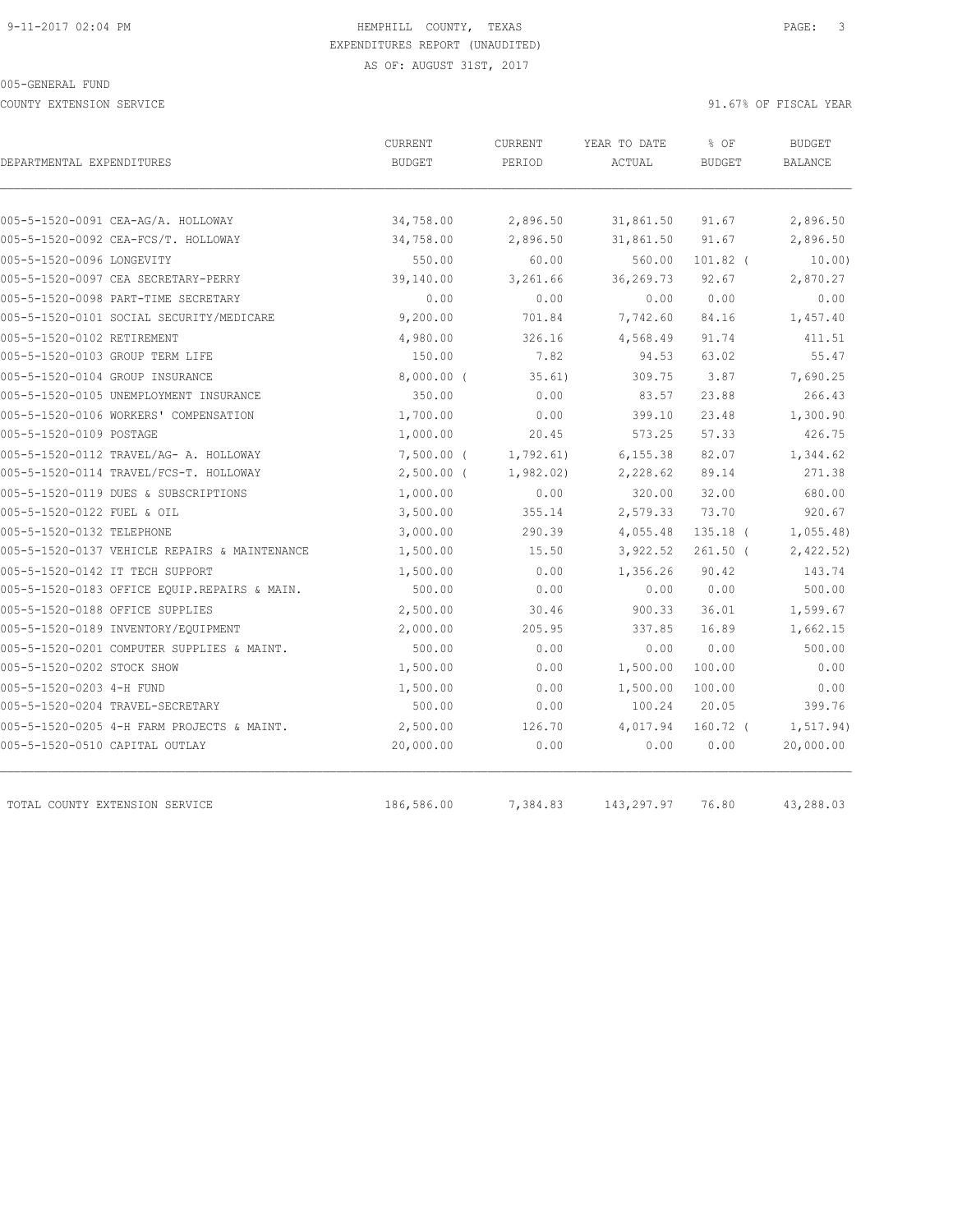9-11-2017 02:04 PM HEMPHILL COUNTY, TEXAS

EXPENDITURES REPORT (UNAUDITED)

AS OF: AUGUST 31ST, 2017

005-GENERAL FUND

COUNTY EXTENSION SERVICE 91.67% OF FISCAL YEAR

| DEPARTMENTAL EXPENDITURES | CURRENT BUDGET | CURRENT PERIOD | YEAR TO DATE ACTUAL | % OF BUDGET | BUDGET BALANCE |
|---|---|---|---|---|---|
| 005-5-1520-0091 CEA-AG/A. HOLLOWAY | 34,758.00 | 2,896.50 | 31,861.50 | 91.67 | 2,896.50 |
| 005-5-1520-0092 CEA-FCS/T. HOLLOWAY | 34,758.00 | 2,896.50 | 31,861.50 | 91.67 | 2,896.50 |
| 005-5-1520-0096 LONGEVITY | 550.00 | 60.00 | 560.00 | 101.82 ( | 10.00) |
| 005-5-1520-0097 CEA SECRETARY-PERRY | 39,140.00 | 3,261.66 | 36,269.73 | 92.67 | 2,870.27 |
| 005-5-1520-0098 PART-TIME SECRETARY | 0.00 | 0.00 | 0.00 | 0.00 | 0.00 |
| 005-5-1520-0101 SOCIAL SECURITY/MEDICARE | 9,200.00 | 701.84 | 7,742.60 | 84.16 | 1,457.40 |
| 005-5-1520-0102 RETIREMENT | 4,980.00 | 326.16 | 4,568.49 | 91.74 | 411.51 |
| 005-5-1520-0103 GROUP TERM LIFE | 150.00 | 7.82 | 94.53 | 63.02 | 55.47 |
| 005-5-1520-0104 GROUP INSURANCE | 8,000.00 ( | 35.61) | 309.75 | 3.87 | 7,690.25 |
| 005-5-1520-0105 UNEMPLOYMENT INSURANCE | 350.00 | 0.00 | 83.57 | 23.88 | 266.43 |
| 005-5-1520-0106 WORKERS' COMPENSATION | 1,700.00 | 0.00 | 399.10 | 23.48 | 1,300.90 |
| 005-5-1520-0109 POSTAGE | 1,000.00 | 20.45 | 573.25 | 57.33 | 426.75 |
| 005-5-1520-0112 TRAVEL/AG- A. HOLLOWAY | 7,500.00 ( | 1,792.61) | 6,155.38 | 82.07 | 1,344.62 |
| 005-5-1520-0114 TRAVEL/FCS-T. HOLLOWAY | 2,500.00 ( | 1,982.02) | 2,228.62 | 89.14 | 271.38 |
| 005-5-1520-0119 DUES & SUBSCRIPTIONS | 1,000.00 | 0.00 | 320.00 | 32.00 | 680.00 |
| 005-5-1520-0122 FUEL & OIL | 3,500.00 | 355.14 | 2,579.33 | 73.70 | 920.67 |
| 005-5-1520-0132 TELEPHONE | 3,000.00 | 290.39 | 4,055.48 | 135.18 ( | 1,055.48) |
| 005-5-1520-0137 VEHICLE REPAIRS & MAINTENANCE | 1,500.00 | 15.50 | 3,922.52 | 261.50 ( | 2,422.52) |
| 005-5-1520-0142 IT TECH SUPPORT | 1,500.00 | 0.00 | 1,356.26 | 90.42 | 143.74 |
| 005-5-1520-0183 OFFICE EQUIP.REPAIRS & MAIN. | 500.00 | 0.00 | 0.00 | 0.00 | 500.00 |
| 005-5-1520-0188 OFFICE SUPPLIES | 2,500.00 | 30.46 | 900.33 | 36.01 | 1,599.67 |
| 005-5-1520-0189 INVENTORY/EQUIPMENT | 2,000.00 | 205.95 | 337.85 | 16.89 | 1,662.15 |
| 005-5-1520-0201 COMPUTER SUPPLIES & MAINT. | 500.00 | 0.00 | 0.00 | 0.00 | 500.00 |
| 005-5-1520-0202 STOCK SHOW | 1,500.00 | 0.00 | 1,500.00 | 100.00 | 0.00 |
| 005-5-1520-0203 4-H FUND | 1,500.00 | 0.00 | 1,500.00 | 100.00 | 0.00 |
| 005-5-1520-0204 TRAVEL-SECRETARY | 500.00 | 0.00 | 100.24 | 20.05 | 399.76 |
| 005-5-1520-0205 4-H FARM PROJECTS & MAINT. | 2,500.00 | 126.70 | 4,017.94 | 160.72 ( | 1,517.94) |
| 005-5-1520-0510 CAPITAL OUTLAY | 20,000.00 | 0.00 | 0.00 | 0.00 | 20,000.00 |
| TOTAL COUNTY EXTENSION SERVICE | 186,586.00 | 7,384.83 | 143,297.97 | 76.80 | 43,288.03 |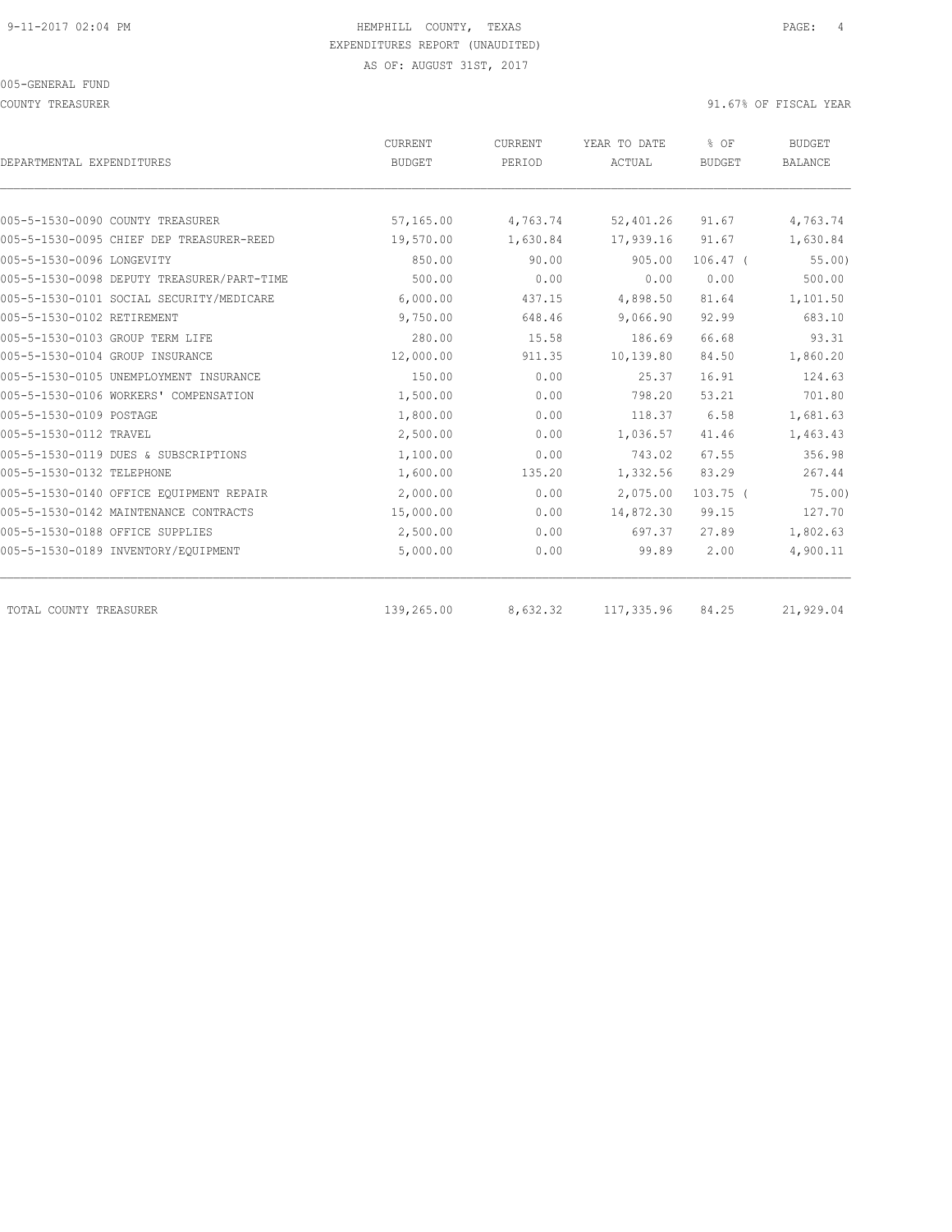HEMPHILL COUNTY, TEXAS
EXPENDITURES REPORT (UNAUDITED)
AS OF: AUGUST 31ST, 2017

005-GENERAL FUND

COUNTY TREASURER

91.67% OF FISCAL YEAR

| DEPARTMENTAL EXPENDITURES | CURRENT BUDGET | CURRENT PERIOD | YEAR TO DATE ACTUAL | % OF BUDGET | BUDGET BALANCE |
|---|---|---|---|---|---|
| 005-5-1530-0090 COUNTY TREASURER | 57,165.00 | 4,763.74 | 52,401.26 | 91.67 | 4,763.74 |
| 005-5-1530-0095 CHIEF DEP TREASURER-REED | 19,570.00 | 1,630.84 | 17,939.16 | 91.67 | 1,630.84 |
| 005-5-1530-0096 LONGEVITY | 850.00 | 90.00 | 905.00 | 106.47 ( | 55.00) |
| 005-5-1530-0098 DEPUTY TREASURER/PART-TIME | 500.00 | 0.00 | 0.00 | 0.00 | 500.00 |
| 005-5-1530-0101 SOCIAL SECURITY/MEDICARE | 6,000.00 | 437.15 | 4,898.50 | 81.64 | 1,101.50 |
| 005-5-1530-0102 RETIREMENT | 9,750.00 | 648.46 | 9,066.90 | 92.99 | 683.10 |
| 005-5-1530-0103 GROUP TERM LIFE | 280.00 | 15.58 | 186.69 | 66.68 | 93.31 |
| 005-5-1530-0104 GROUP INSURANCE | 12,000.00 | 911.35 | 10,139.80 | 84.50 | 1,860.20 |
| 005-5-1530-0105 UNEMPLOYMENT INSURANCE | 150.00 | 0.00 | 25.37 | 16.91 | 124.63 |
| 005-5-1530-0106 WORKERS' COMPENSATION | 1,500.00 | 0.00 | 798.20 | 53.21 | 701.80 |
| 005-5-1530-0109 POSTAGE | 1,800.00 | 0.00 | 118.37 | 6.58 | 1,681.63 |
| 005-5-1530-0112 TRAVEL | 2,500.00 | 0.00 | 1,036.57 | 41.46 | 1,463.43 |
| 005-5-1530-0119 DUES & SUBSCRIPTIONS | 1,100.00 | 0.00 | 743.02 | 67.55 | 356.98 |
| 005-5-1530-0132 TELEPHONE | 1,600.00 | 135.20 | 1,332.56 | 83.29 | 267.44 |
| 005-5-1530-0140 OFFICE EQUIPMENT REPAIR | 2,000.00 | 0.00 | 2,075.00 | 103.75 ( | 75.00) |
| 005-5-1530-0142 MAINTENANCE CONTRACTS | 15,000.00 | 0.00 | 14,872.30 | 99.15 | 127.70 |
| 005-5-1530-0188 OFFICE SUPPLIES | 2,500.00 | 0.00 | 697.37 | 27.89 | 1,802.63 |
| 005-5-1530-0189 INVENTORY/EQUIPMENT | 5,000.00 | 0.00 | 99.89 | 2.00 | 4,900.11 |
| TOTAL COUNTY TREASURER | 139,265.00 | 8,632.32 | 117,335.96 | 84.25 | 21,929.04 |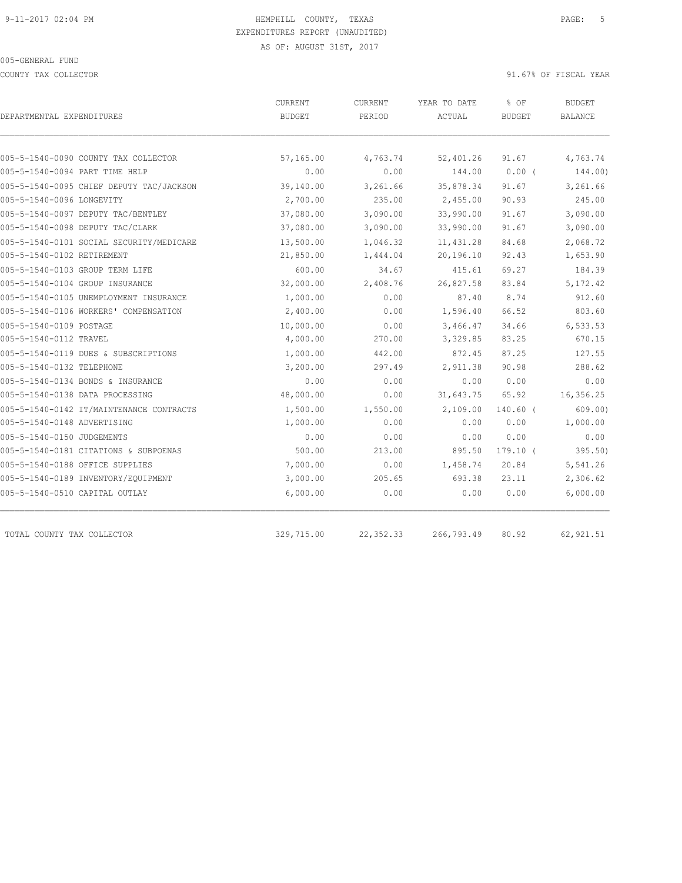HEMPHILL COUNTY, TEXAS
EXPENDITURES REPORT (UNAUDITED)
AS OF: AUGUST 31ST, 2017

005-GENERAL FUND

COUNTY TAX COLLECTOR

91.67% OF FISCAL YEAR

| DEPARTMENTAL EXPENDITURES | CURRENT BUDGET | CURRENT PERIOD | YEAR TO DATE ACTUAL | % OF BUDGET | BUDGET BALANCE |
|---|---|---|---|---|---|
| 005-5-1540-0090 COUNTY TAX COLLECTOR | 57,165.00 | 4,763.74 | 52,401.26 | 91.67 | 4,763.74 |
| 005-5-1540-0094 PART TIME HELP | 0.00 | 0.00 | 144.00 | 0.00 ( | 144.00) |
| 005-5-1540-0095 CHIEF DEPUTY TAC/JACKSON | 39,140.00 | 3,261.66 | 35,878.34 | 91.67 | 3,261.66 |
| 005-5-1540-0096 LONGEVITY | 2,700.00 | 235.00 | 2,455.00 | 90.93 | 245.00 |
| 005-5-1540-0097 DEPUTY TAC/BENTLEY | 37,080.00 | 3,090.00 | 33,990.00 | 91.67 | 3,090.00 |
| 005-5-1540-0098 DEPUTY TAC/CLARK | 37,080.00 | 3,090.00 | 33,990.00 | 91.67 | 3,090.00 |
| 005-5-1540-0101 SOCIAL SECURITY/MEDICARE | 13,500.00 | 1,046.32 | 11,431.28 | 84.68 | 2,068.72 |
| 005-5-1540-0102 RETIREMENT | 21,850.00 | 1,444.04 | 20,196.10 | 92.43 | 1,653.90 |
| 005-5-1540-0103 GROUP TERM LIFE | 600.00 | 34.67 | 415.61 | 69.27 | 184.39 |
| 005-5-1540-0104 GROUP INSURANCE | 32,000.00 | 2,408.76 | 26,827.58 | 83.84 | 5,172.42 |
| 005-5-1540-0105 UNEMPLOYMENT INSURANCE | 1,000.00 | 0.00 | 87.40 | 8.74 | 912.60 |
| 005-5-1540-0106 WORKERS' COMPENSATION | 2,400.00 | 0.00 | 1,596.40 | 66.52 | 803.60 |
| 005-5-1540-0109 POSTAGE | 10,000.00 | 0.00 | 3,466.47 | 34.66 | 6,533.53 |
| 005-5-1540-0112 TRAVEL | 4,000.00 | 270.00 | 3,329.85 | 83.25 | 670.15 |
| 005-5-1540-0119 DUES & SUBSCRIPTIONS | 1,000.00 | 442.00 | 872.45 | 87.25 | 127.55 |
| 005-5-1540-0132 TELEPHONE | 3,200.00 | 297.49 | 2,911.38 | 90.98 | 288.62 |
| 005-5-1540-0134 BONDS & INSURANCE | 0.00 | 0.00 | 0.00 | 0.00 | 0.00 |
| 005-5-1540-0138 DATA PROCESSING | 48,000.00 | 0.00 | 31,643.75 | 65.92 | 16,356.25 |
| 005-5-1540-0142 IT/MAINTENANCE CONTRACTS | 1,500.00 | 1,550.00 | 2,109.00 | 140.60 ( | 609.00) |
| 005-5-1540-0148 ADVERTISING | 1,000.00 | 0.00 | 0.00 | 0.00 | 1,000.00 |
| 005-5-1540-0150 JUDGEMENTS | 0.00 | 0.00 | 0.00 | 0.00 | 0.00 |
| 005-5-1540-0181 CITATIONS & SUBPOENAS | 500.00 | 213.00 | 895.50 | 179.10 ( | 395.50) |
| 005-5-1540-0188 OFFICE SUPPLIES | 7,000.00 | 0.00 | 1,458.74 | 20.84 | 5,541.26 |
| 005-5-1540-0189 INVENTORY/EQUIPMENT | 3,000.00 | 205.65 | 693.38 | 23.11 | 2,306.62 |
| 005-5-1540-0510 CAPITAL OUTLAY | 6,000.00 | 0.00 | 0.00 | 0.00 | 6,000.00 |
| TOTAL COUNTY TAX COLLECTOR | 329,715.00 | 22,352.33 | 266,793.49 | 80.92 | 62,921.51 |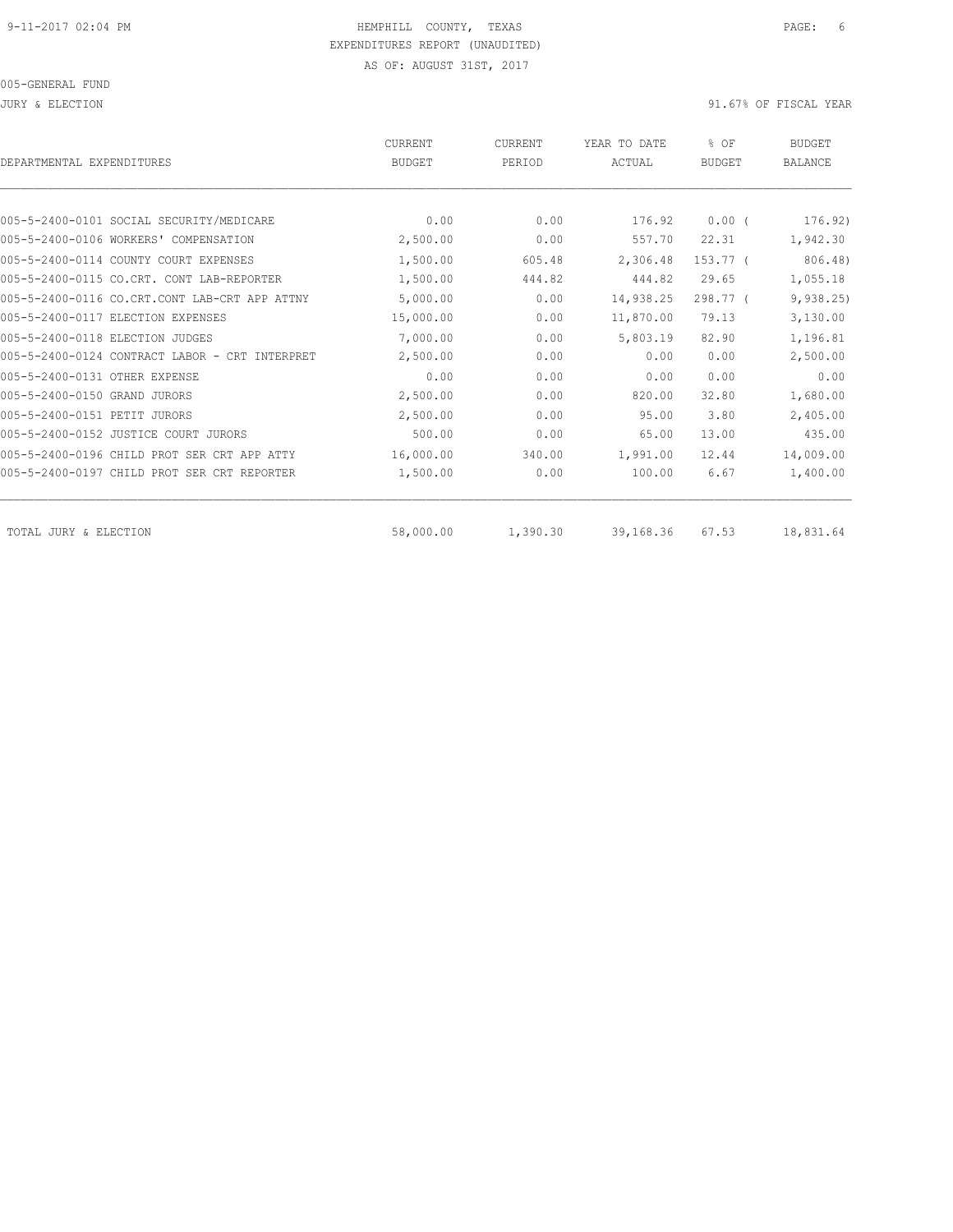9-11-2017 02:04 PM HEMPHILL COUNTY, TEXAS

EXPENDITURES REPORT (UNAUDITED)

AS OF: AUGUST 31ST, 2017

005-GENERAL FUND

JURY & ELECTION 91.67% OF FISCAL YEAR

| DEPARTMENTAL EXPENDITURES | CURRENT BUDGET | CURRENT PERIOD | YEAR TO DATE ACTUAL | % OF BUDGET | BUDGET BALANCE |
|---|---|---|---|---|---|
| 005-5-2400-0101 SOCIAL SECURITY/MEDICARE | 0.00 | 0.00 | 176.92 | 0.00 ( | 176.92) |
| 005-5-2400-0106 WORKERS' COMPENSATION | 2,500.00 | 0.00 | 557.70 | 22.31 | 1,942.30 |
| 005-5-2400-0114 COUNTY COURT EXPENSES | 1,500.00 | 605.48 | 2,306.48 | 153.77 ( | 806.48) |
| 005-5-2400-0115 CO.CRT. CONT LAB-REPORTER | 1,500.00 | 444.82 | 444.82 | 29.65 | 1,055.18 |
| 005-5-2400-0116 CO.CRT.CONT LAB-CRT APP ATTNY | 5,000.00 | 0.00 | 14,938.25 | 298.77 ( | 9,938.25) |
| 005-5-2400-0117 ELECTION EXPENSES | 15,000.00 | 0.00 | 11,870.00 | 79.13 | 3,130.00 |
| 005-5-2400-0118 ELECTION JUDGES | 7,000.00 | 0.00 | 5,803.19 | 82.90 | 1,196.81 |
| 005-5-2400-0124 CONTRACT LABOR - CRT INTERPRET | 2,500.00 | 0.00 | 0.00 | 0.00 | 2,500.00 |
| 005-5-2400-0131 OTHER EXPENSE | 0.00 | 0.00 | 0.00 | 0.00 | 0.00 |
| 005-5-2400-0150 GRAND JURORS | 2,500.00 | 0.00 | 820.00 | 32.80 | 1,680.00 |
| 005-5-2400-0151 PETIT JURORS | 2,500.00 | 0.00 | 95.00 | 3.80 | 2,405.00 |
| 005-5-2400-0152 JUSTICE COURT JURORS | 500.00 | 0.00 | 65.00 | 13.00 | 435.00 |
| 005-5-2400-0196 CHILD PROT SER CRT APP ATTY | 16,000.00 | 340.00 | 1,991.00 | 12.44 | 14,009.00 |
| 005-5-2400-0197 CHILD PROT SER CRT REPORTER | 1,500.00 | 0.00 | 100.00 | 6.67 | 1,400.00 |
| TOTAL JURY & ELECTION | 58,000.00 | 1,390.30 | 39,168.36 | 67.53 | 18,831.64 |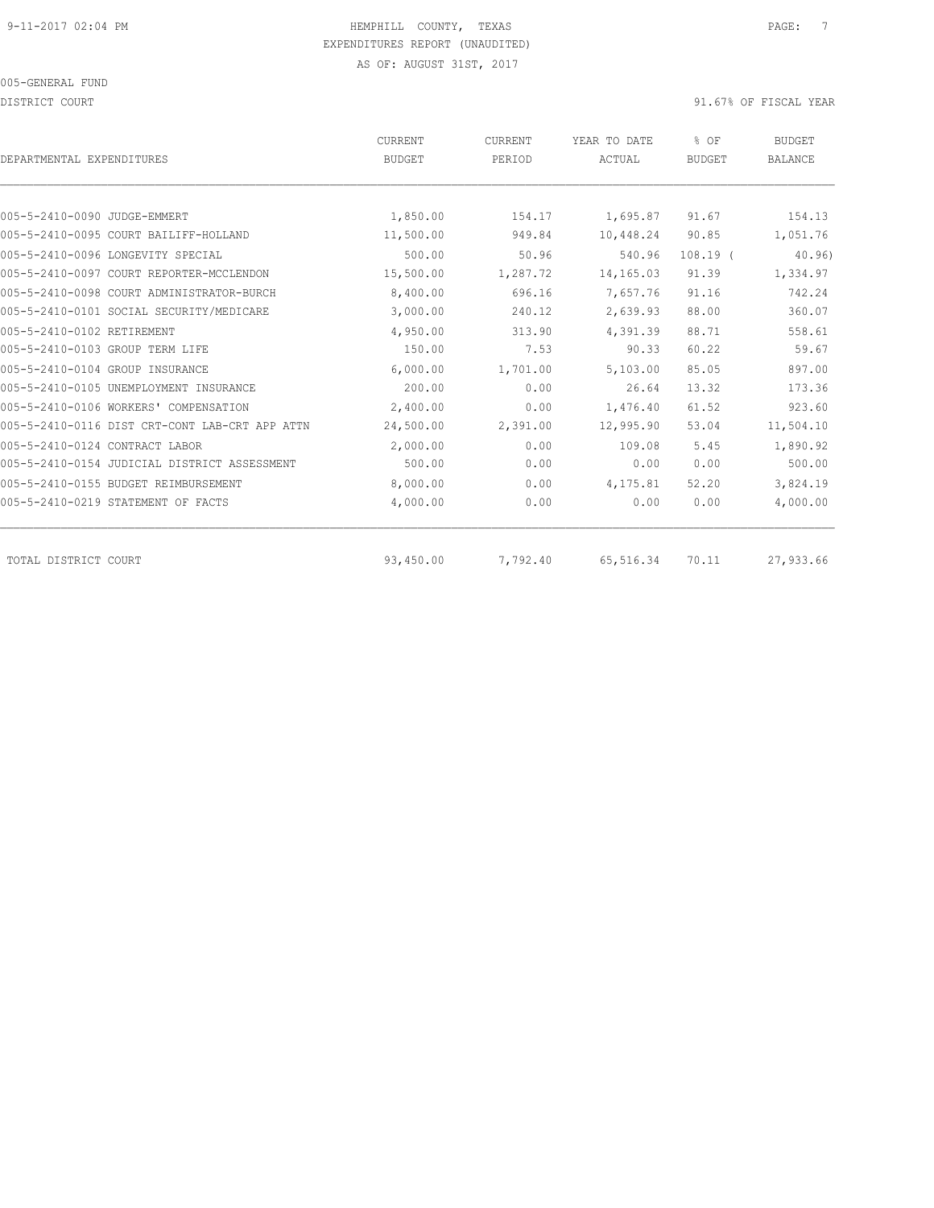9-11-2017 02:04 PM HEMPHILL COUNTY, TEXAS

EXPENDITURES REPORT (UNAUDITED)

AS OF: AUGUST 31ST, 2017

005-GENERAL FUND

DISTRICT COURT 91.67% OF FISCAL YEAR

| DEPARTMENTAL EXPENDITURES | CURRENT BUDGET | CURRENT PERIOD | YEAR TO DATE ACTUAL | % OF BUDGET | BUDGET BALANCE |
|---|---|---|---|---|---|
| 005-5-2410-0090 JUDGE-EMMERT | 1,850.00 | 154.17 | 1,695.87 | 91.67 | 154.13 |
| 005-5-2410-0095 COURT BAILIFF-HOLLAND | 11,500.00 | 949.84 | 10,448.24 | 90.85 | 1,051.76 |
| 005-5-2410-0096 LONGEVITY SPECIAL | 500.00 | 50.96 | 540.96 | 108.19 ( | 40.96) |
| 005-5-2410-0097 COURT REPORTER-MCCLENDON | 15,500.00 | 1,287.72 | 14,165.03 | 91.39 | 1,334.97 |
| 005-5-2410-0098 COURT ADMINISTRATOR-BURCH | 8,400.00 | 696.16 | 7,657.76 | 91.16 | 742.24 |
| 005-5-2410-0101 SOCIAL SECURITY/MEDICARE | 3,000.00 | 240.12 | 2,639.93 | 88.00 | 360.07 |
| 005-5-2410-0102 RETIREMENT | 4,950.00 | 313.90 | 4,391.39 | 88.71 | 558.61 |
| 005-5-2410-0103 GROUP TERM LIFE | 150.00 | 7.53 | 90.33 | 60.22 | 59.67 |
| 005-5-2410-0104 GROUP INSURANCE | 6,000.00 | 1,701.00 | 5,103.00 | 85.05 | 897.00 |
| 005-5-2410-0105 UNEMPLOYMENT INSURANCE | 200.00 | 0.00 | 26.64 | 13.32 | 173.36 |
| 005-5-2410-0106 WORKERS' COMPENSATION | 2,400.00 | 0.00 | 1,476.40 | 61.52 | 923.60 |
| 005-5-2410-0116 DIST CRT-CONT LAB-CRT APP ATTN | 24,500.00 | 2,391.00 | 12,995.90 | 53.04 | 11,504.10 |
| 005-5-2410-0124 CONTRACT LABOR | 2,000.00 | 0.00 | 109.08 | 5.45 | 1,890.92 |
| 005-5-2410-0154 JUDICIAL DISTRICT ASSESSMENT | 500.00 | 0.00 | 0.00 | 0.00 | 500.00 |
| 005-5-2410-0155 BUDGET REIMBURSEMENT | 8,000.00 | 0.00 | 4,175.81 | 52.20 | 3,824.19 |
| 005-5-2410-0219 STATEMENT OF FACTS | 4,000.00 | 0.00 | 0.00 | 0.00 | 4,000.00 |
| TOTAL DISTRICT COURT | 93,450.00 | 7,792.40 | 65,516.34 | 70.11 | 27,933.66 |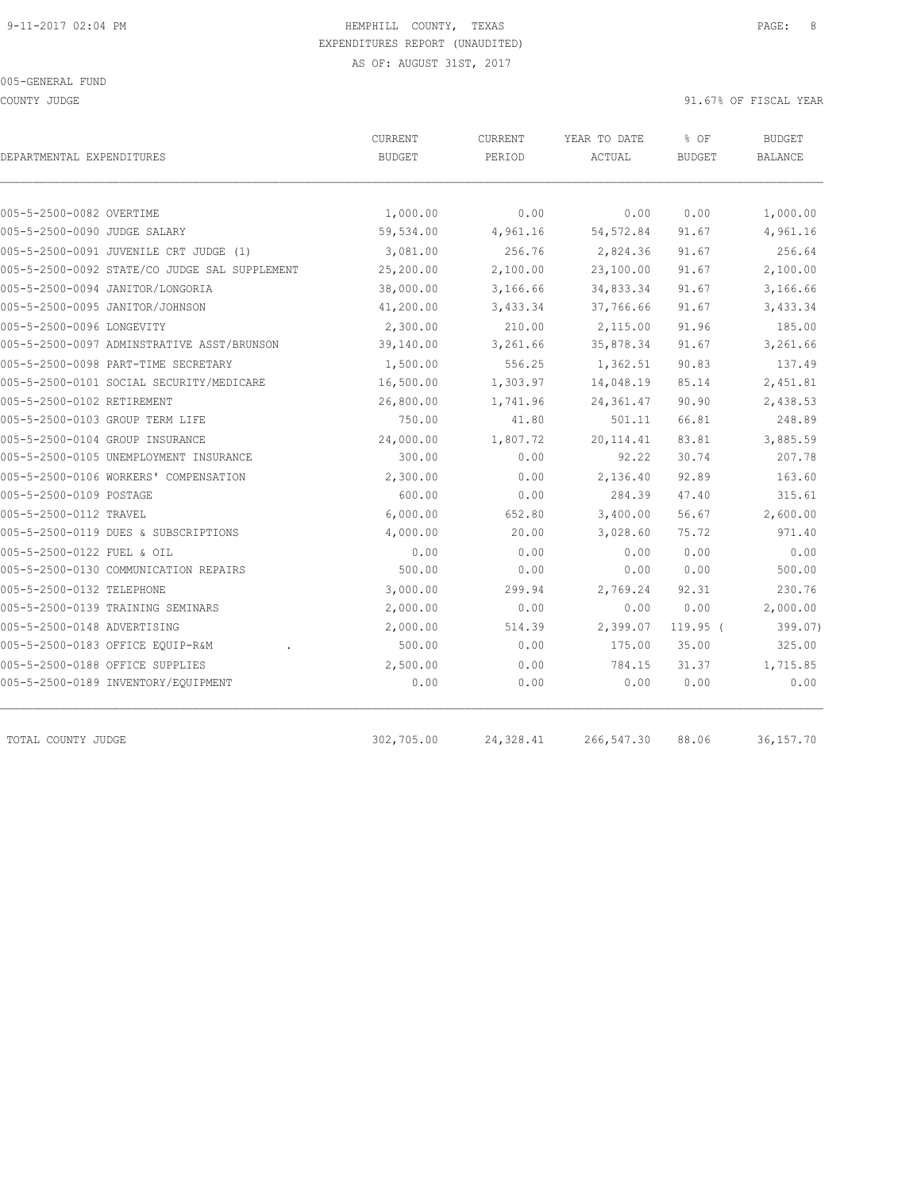9-11-2017 02:04 PM HEMPHILL COUNTY, TEXAS

EXPENDITURES REPORT (UNAUDITED)

AS OF: AUGUST 31ST, 2017

005-GENERAL FUND

COUNTY JUDGE 91.67% OF FISCAL YEAR

| DEPARTMENTAL EXPENDITURES | CURRENT BUDGET | CURRENT PERIOD | YEAR TO DATE ACTUAL | % OF BUDGET | BUDGET BALANCE |
|---|---|---|---|---|---|
| 005-5-2500-0082 OVERTIME | 1,000.00 | 0.00 | 0.00 | 0.00 | 1,000.00 |
| 005-5-2500-0090 JUDGE SALARY | 59,534.00 | 4,961.16 | 54,572.84 | 91.67 | 4,961.16 |
| 005-5-2500-0091 JUVENILE CRT JUDGE (1) | 3,081.00 | 256.76 | 2,824.36 | 91.67 | 256.64 |
| 005-5-2500-0092 STATE/CO JUDGE SAL SUPPLEMENT | 25,200.00 | 2,100.00 | 23,100.00 | 91.67 | 2,100.00 |
| 005-5-2500-0094 JANITOR/LONGORIA | 38,000.00 | 3,166.66 | 34,833.34 | 91.67 | 3,166.66 |
| 005-5-2500-0095 JANITOR/JOHNSON | 41,200.00 | 3,433.34 | 37,766.66 | 91.67 | 3,433.34 |
| 005-5-2500-0096 LONGEVITY | 2,300.00 | 210.00 | 2,115.00 | 91.96 | 185.00 |
| 005-5-2500-0097 ADMINSTRATIVE ASST/BRUNSON | 39,140.00 | 3,261.66 | 35,878.34 | 91.67 | 3,261.66 |
| 005-5-2500-0098 PART-TIME SECRETARY | 1,500.00 | 556.25 | 1,362.51 | 90.83 | 137.49 |
| 005-5-2500-0101 SOCIAL SECURITY/MEDICARE | 16,500.00 | 1,303.97 | 14,048.19 | 85.14 | 2,451.81 |
| 005-5-2500-0102 RETIREMENT | 26,800.00 | 1,741.96 | 24,361.47 | 90.90 | 2,438.53 |
| 005-5-2500-0103 GROUP TERM LIFE | 750.00 | 41.80 | 501.11 | 66.81 | 248.89 |
| 005-5-2500-0104 GROUP INSURANCE | 24,000.00 | 1,807.72 | 20,114.41 | 83.81 | 3,885.59 |
| 005-5-2500-0105 UNEMPLOYMENT INSURANCE | 300.00 | 0.00 | 92.22 | 30.74 | 207.78 |
| 005-5-2500-0106 WORKERS' COMPENSATION | 2,300.00 | 0.00 | 2,136.40 | 92.89 | 163.60 |
| 005-5-2500-0109 POSTAGE | 600.00 | 0.00 | 284.39 | 47.40 | 315.61 |
| 005-5-2500-0112 TRAVEL | 6,000.00 | 652.80 | 3,400.00 | 56.67 | 2,600.00 |
| 005-5-2500-0119 DUES & SUBSCRIPTIONS | 4,000.00 | 20.00 | 3,028.60 | 75.72 | 971.40 |
| 005-5-2500-0122 FUEL & OIL | 0.00 | 0.00 | 0.00 | 0.00 | 0.00 |
| 005-5-2500-0130 COMMUNICATION REPAIRS | 500.00 | 0.00 | 0.00 | 0.00 | 500.00 |
| 005-5-2500-0132 TELEPHONE | 3,000.00 | 299.94 | 2,769.24 | 92.31 | 230.76 |
| 005-5-2500-0139 TRAINING SEMINARS | 2,000.00 | 0.00 | 0.00 | 0.00 | 2,000.00 |
| 005-5-2500-0148 ADVERTISING | 2,000.00 | 514.39 | 2,399.07 | 119.95 ( | 399.07) |
| 005-5-2500-0183 OFFICE EQUIP-R&M . | 500.00 | 0.00 | 175.00 | 35.00 | 325.00 |
| 005-5-2500-0188 OFFICE SUPPLIES | 2,500.00 | 0.00 | 784.15 | 31.37 | 1,715.85 |
| 005-5-2500-0189 INVENTORY/EQUIPMENT | 0.00 | 0.00 | 0.00 | 0.00 | 0.00 |
| TOTAL COUNTY JUDGE | 302,705.00 | 24,328.41 | 266,547.30 | 88.06 | 36,157.70 |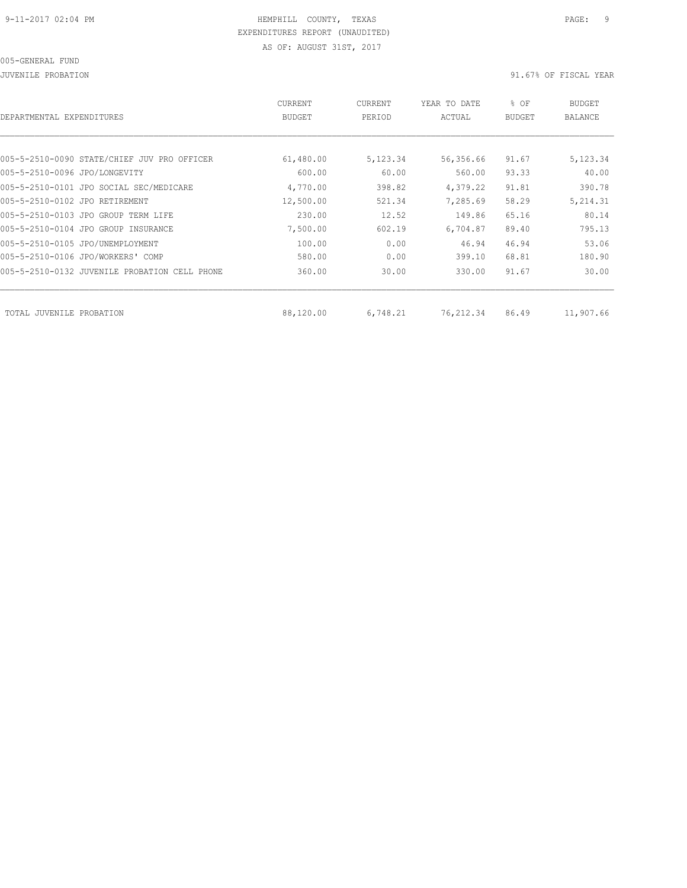HEMPHILL COUNTY, TEXAS
EXPENDITURES REPORT (UNAUDITED)
AS OF: AUGUST 31ST, 2017

005-GENERAL FUND

JUVENILE PROBATION

91.67% OF FISCAL YEAR

| DEPARTMENTAL EXPENDITURES | CURRENT BUDGET | CURRENT PERIOD | YEAR TO DATE ACTUAL | % OF BUDGET | BUDGET BALANCE |
|---|---|---|---|---|---|
| 005-5-2510-0090 STATE/CHIEF JUV PRO OFFICER | 61,480.00 | 5,123.34 | 56,356.66 | 91.67 | 5,123.34 |
| 005-5-2510-0096 JPO/LONGEVITY | 600.00 | 60.00 | 560.00 | 93.33 | 40.00 |
| 005-5-2510-0101 JPO SOCIAL SEC/MEDICARE | 4,770.00 | 398.82 | 4,379.22 | 91.81 | 390.78 |
| 005-5-2510-0102 JPO RETIREMENT | 12,500.00 | 521.34 | 7,285.69 | 58.29 | 5,214.31 |
| 005-5-2510-0103 JPO GROUP TERM LIFE | 230.00 | 12.52 | 149.86 | 65.16 | 80.14 |
| 005-5-2510-0104 JPO GROUP INSURANCE | 7,500.00 | 602.19 | 6,704.87 | 89.40 | 795.13 |
| 005-5-2510-0105 JPO/UNEMPLOYMENT | 100.00 | 0.00 | 46.94 | 46.94 | 53.06 |
| 005-5-2510-0106 JPO/WORKERS' COMP | 580.00 | 0.00 | 399.10 | 68.81 | 180.90 |
| 005-5-2510-0132 JUVENILE PROBATION CELL PHONE | 360.00 | 30.00 | 330.00 | 91.67 | 30.00 |
| TOTAL JUVENILE PROBATION | 88,120.00 | 6,748.21 | 76,212.34 | 86.49 | 11,907.66 |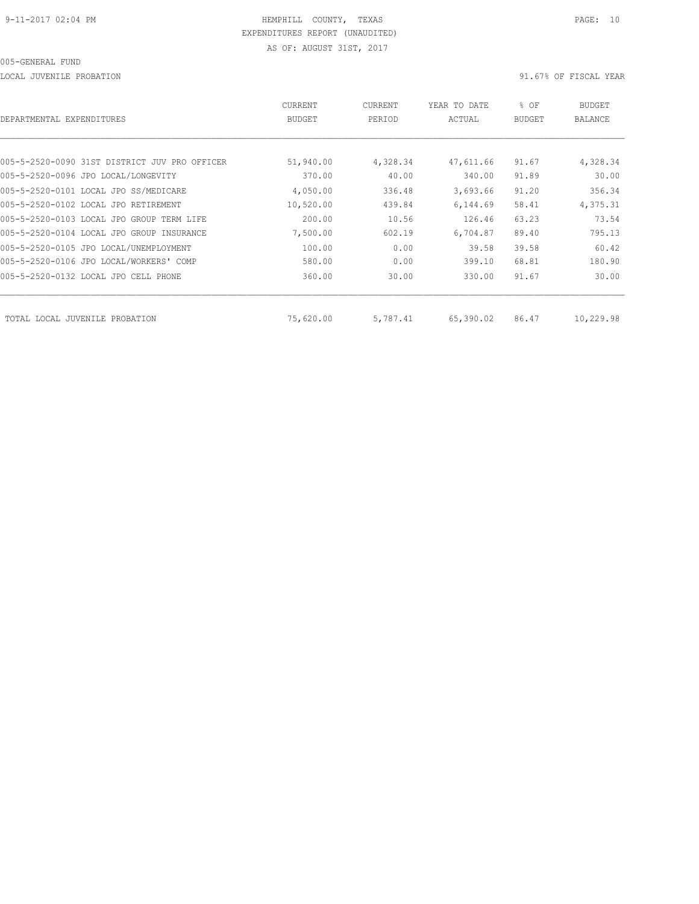HEMPHILL COUNTY, TEXAS
EXPENDITURES REPORT (UNAUDITED)
AS OF: AUGUST 31ST, 2017

005-GENERAL FUND

LOCAL JUVENILE PROBATION — 91.67% OF FISCAL YEAR

| DEPARTMENTAL EXPENDITURES | CURRENT BUDGET | CURRENT PERIOD | YEAR TO DATE ACTUAL | % OF BUDGET | BUDGET BALANCE |
|---|---|---|---|---|---|
| 005-5-2520-0090 31ST DISTRICT JUV PRO OFFICER | 51,940.00 | 4,328.34 | 47,611.66 | 91.67 | 4,328.34 |
| 005-5-2520-0096 JPO LOCAL/LONGEVITY | 370.00 | 40.00 | 340.00 | 91.89 | 30.00 |
| 005-5-2520-0101 LOCAL JPO SS/MEDICARE | 4,050.00 | 336.48 | 3,693.66 | 91.20 | 356.34 |
| 005-5-2520-0102 LOCAL JPO RETIREMENT | 10,520.00 | 439.84 | 6,144.69 | 58.41 | 4,375.31 |
| 005-5-2520-0103 LOCAL JPO GROUP TERM LIFE | 200.00 | 10.56 | 126.46 | 63.23 | 73.54 |
| 005-5-2520-0104 LOCAL JPO GROUP INSURANCE | 7,500.00 | 602.19 | 6,704.87 | 89.40 | 795.13 |
| 005-5-2520-0105 JPO LOCAL/UNEMPLOYMENT | 100.00 | 0.00 | 39.58 | 39.58 | 60.42 |
| 005-5-2520-0106 JPO LOCAL/WORKERS' COMP | 580.00 | 0.00 | 399.10 | 68.81 | 180.90 |
| 005-5-2520-0132 LOCAL JPO CELL PHONE | 360.00 | 30.00 | 330.00 | 91.67 | 30.00 |
| TOTAL LOCAL JUVENILE PROBATION | 75,620.00 | 5,787.41 | 65,390.02 | 86.47 | 10,229.98 |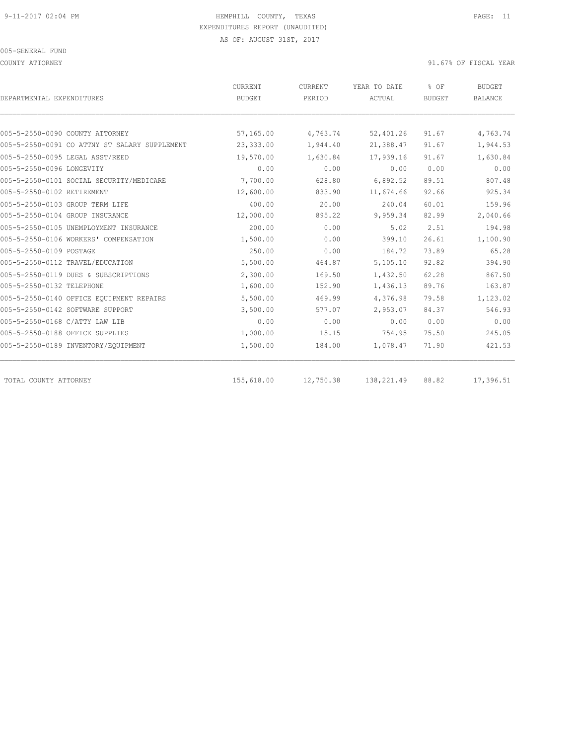9-11-2017 02:04 PM

HEMPHILL COUNTY, TEXAS

EXPENDITURES REPORT (UNAUDITED)

AS OF: AUGUST 31ST, 2017

005-GENERAL FUND

COUNTY ATTORNEY

91.67% OF FISCAL YEAR

| DEPARTMENTAL EXPENDITURES | CURRENT BUDGET | CURRENT PERIOD | YEAR TO DATE ACTUAL | % OF BUDGET | BUDGET BALANCE |
|---|---|---|---|---|---|
| 005-5-2550-0090 COUNTY ATTORNEY | 57,165.00 | 4,763.74 | 52,401.26 | 91.67 | 4,763.74 |
| 005-5-2550-0091 CO ATTNY ST SALARY SUPPLEMENT | 23,333.00 | 1,944.40 | 21,388.47 | 91.67 | 1,944.53 |
| 005-5-2550-0095 LEGAL ASST/REED | 19,570.00 | 1,630.84 | 17,939.16 | 91.67 | 1,630.84 |
| 005-5-2550-0096 LONGEVITY | 0.00 | 0.00 | 0.00 | 0.00 | 0.00 |
| 005-5-2550-0101 SOCIAL SECURITY/MEDICARE | 7,700.00 | 628.80 | 6,892.52 | 89.51 | 807.48 |
| 005-5-2550-0102 RETIREMENT | 12,600.00 | 833.90 | 11,674.66 | 92.66 | 925.34 |
| 005-5-2550-0103 GROUP TERM LIFE | 400.00 | 20.00 | 240.04 | 60.01 | 159.96 |
| 005-5-2550-0104 GROUP INSURANCE | 12,000.00 | 895.22 | 9,959.34 | 82.99 | 2,040.66 |
| 005-5-2550-0105 UNEMPLOYMENT INSURANCE | 200.00 | 0.00 | 5.02 | 2.51 | 194.98 |
| 005-5-2550-0106 WORKERS' COMPENSATION | 1,500.00 | 0.00 | 399.10 | 26.61 | 1,100.90 |
| 005-5-2550-0109 POSTAGE | 250.00 | 0.00 | 184.72 | 73.89 | 65.28 |
| 005-5-2550-0112 TRAVEL/EDUCATION | 5,500.00 | 464.87 | 5,105.10 | 92.82 | 394.90 |
| 005-5-2550-0119 DUES & SUBSCRIPTIONS | 2,300.00 | 169.50 | 1,432.50 | 62.28 | 867.50 |
| 005-5-2550-0132 TELEPHONE | 1,600.00 | 152.90 | 1,436.13 | 89.76 | 163.87 |
| 005-5-2550-0140 OFFICE EQUIPMENT REPAIRS | 5,500.00 | 469.99 | 4,376.98 | 79.58 | 1,123.02 |
| 005-5-2550-0142 SOFTWARE SUPPORT | 3,500.00 | 577.07 | 2,953.07 | 84.37 | 546.93 |
| 005-5-2550-0168 C/ATTY LAW LIB | 0.00 | 0.00 | 0.00 | 0.00 | 0.00 |
| 005-5-2550-0188 OFFICE SUPPLIES | 1,000.00 | 15.15 | 754.95 | 75.50 | 245.05 |
| 005-5-2550-0189 INVENTORY/EQUIPMENT | 1,500.00 | 184.00 | 1,078.47 | 71.90 | 421.53 |
| TOTAL COUNTY ATTORNEY | 155,618.00 | 12,750.38 | 138,221.49 | 88.82 | 17,396.51 |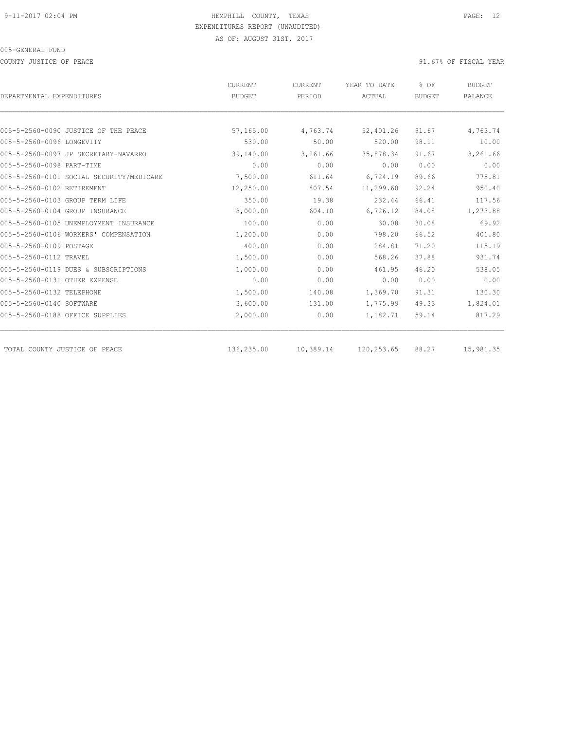9-11-2017 02:04 PM HEMPHILL COUNTY, TEXAS

EXPENDITURES REPORT (UNAUDITED)

AS OF: AUGUST 31ST, 2017

005-GENERAL FUND

COUNTY JUSTICE OF PEACE 91.67% OF FISCAL YEAR

| DEPARTMENTAL EXPENDITURES | CURRENT BUDGET | CURRENT PERIOD | YEAR TO DATE ACTUAL | % OF BUDGET | BUDGET BALANCE |
|---|---|---|---|---|---|
| 005-5-2560-0090 JUSTICE OF THE PEACE | 57,165.00 | 4,763.74 | 52,401.26 | 91.67 | 4,763.74 |
| 005-5-2560-0096 LONGEVITY | 530.00 | 50.00 | 520.00 | 98.11 | 10.00 |
| 005-5-2560-0097 JP SECRETARY-NAVARRO | 39,140.00 | 3,261.66 | 35,878.34 | 91.67 | 3,261.66 |
| 005-5-2560-0098 PART-TIME | 0.00 | 0.00 | 0.00 | 0.00 | 0.00 |
| 005-5-2560-0101 SOCIAL SECURITY/MEDICARE | 7,500.00 | 611.64 | 6,724.19 | 89.66 | 775.81 |
| 005-5-2560-0102 RETIREMENT | 12,250.00 | 807.54 | 11,299.60 | 92.24 | 950.40 |
| 005-5-2560-0103 GROUP TERM LIFE | 350.00 | 19.38 | 232.44 | 66.41 | 117.56 |
| 005-5-2560-0104 GROUP INSURANCE | 8,000.00 | 604.10 | 6,726.12 | 84.08 | 1,273.88 |
| 005-5-2560-0105 UNEMPLOYMENT INSURANCE | 100.00 | 0.00 | 30.08 | 30.08 | 69.92 |
| 005-5-2560-0106 WORKERS' COMPENSATION | 1,200.00 | 0.00 | 798.20 | 66.52 | 401.80 |
| 005-5-2560-0109 POSTAGE | 400.00 | 0.00 | 284.81 | 71.20 | 115.19 |
| 005-5-2560-0112 TRAVEL | 1,500.00 | 0.00 | 568.26 | 37.88 | 931.74 |
| 005-5-2560-0119 DUES & SUBSCRIPTIONS | 1,000.00 | 0.00 | 461.95 | 46.20 | 538.05 |
| 005-5-2560-0131 OTHER EXPENSE | 0.00 | 0.00 | 0.00 | 0.00 | 0.00 |
| 005-5-2560-0132 TELEPHONE | 1,500.00 | 140.08 | 1,369.70 | 91.31 | 130.30 |
| 005-5-2560-0140 SOFTWARE | 3,600.00 | 131.00 | 1,775.99 | 49.33 | 1,824.01 |
| 005-5-2560-0188 OFFICE SUPPLIES | 2,000.00 | 0.00 | 1,182.71 | 59.14 | 817.29 |
| TOTAL COUNTY JUSTICE OF PEACE | 136,235.00 | 10,389.14 | 120,253.65 | 88.27 | 15,981.35 |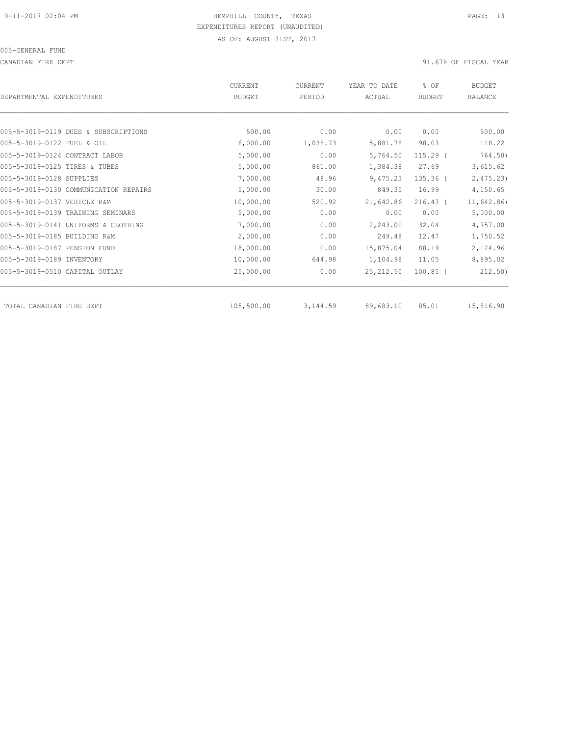HEMPHILL COUNTY, TEXAS
EXPENDITURES REPORT (UNAUDITED)
AS OF: AUGUST 31ST, 2017

005-GENERAL FUND

CANADIAN FIRE DEPT

91.67% OF FISCAL YEAR

| DEPARTMENTAL EXPENDITURES | CURRENT BUDGET | CURRENT PERIOD | YEAR TO DATE ACTUAL | % OF BUDGET | BUDGET BALANCE |
|---|---|---|---|---|---|
| 005-5-3019-0119 DUES & SUBSCRIPTIONS | 500.00 | 0.00 | 0.00 | 0.00 | 500.00 |
| 005-5-3019-0122 FUEL & OIL | 6,000.00 | 1,038.73 | 5,881.78 | 98.03 | 118.22 |
| 005-5-3019-0124 CONTRACT LABOR | 5,000.00 | 0.00 | 5,764.50 | 115.29 ( | 764.50) |
| 005-5-3019-0125 TIRES & TUBES | 5,000.00 | 861.00 | 1,384.38 | 27.69 | 3,615.62 |
| 005-5-3019-0128 SUPPLIES | 7,000.00 | 48.96 | 9,475.23 | 135.36 ( | 2,475.23) |
| 005-5-3019-0130 COMMUNICATION REPAIRS | 5,000.00 | 30.00 | 849.35 | 16.99 | 4,150.65 |
| 005-5-3019-0137 VEHICLE R&M | 10,000.00 | 520.92 | 21,642.86 | 216.43 ( | 11,642.86) |
| 005-5-3019-0139 TRAINING SEMINARS | 5,000.00 | 0.00 | 0.00 | 0.00 | 5,000.00 |
| 005-5-3019-0141 UNIFORMS & CLOTHING | 7,000.00 | 0.00 | 2,243.00 | 32.04 | 4,757.00 |
| 005-5-3019-0185 BUILDING R&M | 2,000.00 | 0.00 | 249.48 | 12.47 | 1,750.52 |
| 005-5-3019-0187 PENSION FUND | 18,000.00 | 0.00 | 15,875.04 | 88.19 | 2,124.96 |
| 005-5-3019-0189 INVENTORY | 10,000.00 | 644.98 | 1,104.98 | 11.05 | 8,895.02 |
| 005-5-3019-0510 CAPITAL OUTLAY | 25,000.00 | 0.00 | 25,212.50 | 100.85 ( | 212.50) |
| TOTAL CANADIAN FIRE DEPT | 105,500.00 | 3,144.59 | 89,683.10 | 85.01 | 15,816.90 |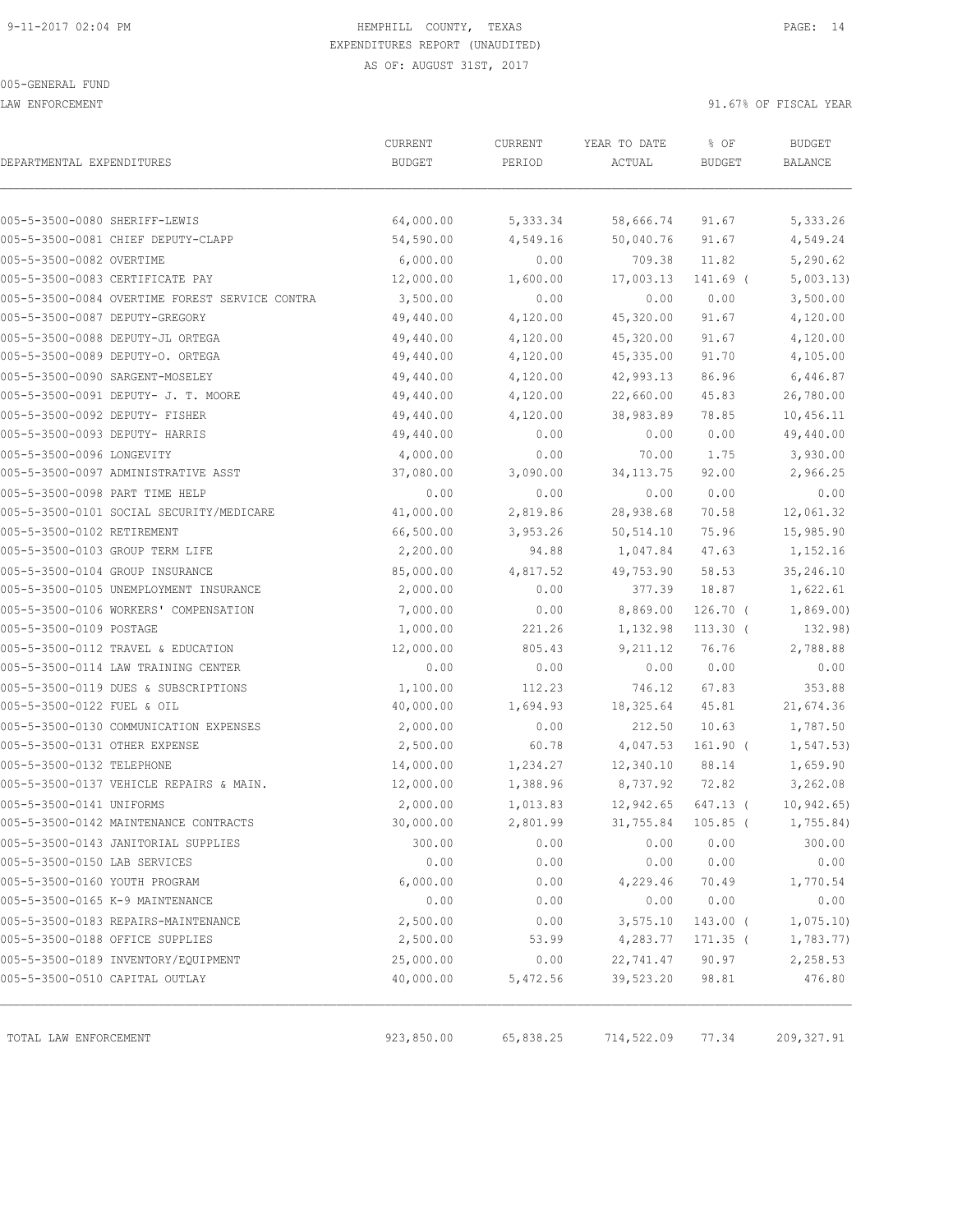9-11-2017 02:04 PM HEMPHILL COUNTY, TEXAS

EXPENDITURES REPORT (UNAUDITED)

AS OF: AUGUST 31ST, 2017

005-GENERAL FUND

LAW ENFORCEMENT 91.67% OF FISCAL YEAR

| DEPARTMENTAL EXPENDITURES | CURRENT BUDGET | CURRENT PERIOD | YEAR TO DATE ACTUAL | % OF BUDGET | BUDGET BALANCE |
|---|---|---|---|---|---|
| 005-5-3500-0080 SHERIFF-LEWIS | 64,000.00 | 5,333.34 | 58,666.74 | 91.67 | 5,333.26 |
| 005-5-3500-0081 CHIEF DEPUTY-CLAPP | 54,590.00 | 4,549.16 | 50,040.76 | 91.67 | 4,549.24 |
| 005-5-3500-0082 OVERTIME | 6,000.00 | 0.00 | 709.38 | 11.82 | 5,290.62 |
| 005-5-3500-0083 CERTIFICATE PAY | 12,000.00 | 1,600.00 | 17,003.13 | 141.69 ( | 5,003.13) |
| 005-5-3500-0084 OVERTIME FOREST SERVICE CONTRA | 3,500.00 | 0.00 | 0.00 | 0.00 | 3,500.00 |
| 005-5-3500-0087 DEPUTY-GREGORY | 49,440.00 | 4,120.00 | 45,320.00 | 91.67 | 4,120.00 |
| 005-5-3500-0088 DEPUTY-JL ORTEGA | 49,440.00 | 4,120.00 | 45,320.00 | 91.67 | 4,120.00 |
| 005-5-3500-0089 DEPUTY-O. ORTEGA | 49,440.00 | 4,120.00 | 45,335.00 | 91.70 | 4,105.00 |
| 005-5-3500-0090 SARGENT-MOSELEY | 49,440.00 | 4,120.00 | 42,993.13 | 86.96 | 6,446.87 |
| 005-5-3500-0091 DEPUTY- J. T. MOORE | 49,440.00 | 4,120.00 | 22,660.00 | 45.83 | 26,780.00 |
| 005-5-3500-0092 DEPUTY- FISHER | 49,440.00 | 4,120.00 | 38,983.89 | 78.85 | 10,456.11 |
| 005-5-3500-0093 DEPUTY- HARRIS | 49,440.00 | 0.00 | 0.00 | 0.00 | 49,440.00 |
| 005-5-3500-0096 LONGEVITY | 4,000.00 | 0.00 | 70.00 | 1.75 | 3,930.00 |
| 005-5-3500-0097 ADMINISTRATIVE ASST | 37,080.00 | 3,090.00 | 34,113.75 | 92.00 | 2,966.25 |
| 005-5-3500-0098 PART TIME HELP | 0.00 | 0.00 | 0.00 | 0.00 | 0.00 |
| 005-5-3500-0101 SOCIAL SECURITY/MEDICARE | 41,000.00 | 2,819.86 | 28,938.68 | 70.58 | 12,061.32 |
| 005-5-3500-0102 RETIREMENT | 66,500.00 | 3,953.26 | 50,514.10 | 75.96 | 15,985.90 |
| 005-5-3500-0103 GROUP TERM LIFE | 2,200.00 | 94.88 | 1,047.84 | 47.63 | 1,152.16 |
| 005-5-3500-0104 GROUP INSURANCE | 85,000.00 | 4,817.52 | 49,753.90 | 58.53 | 35,246.10 |
| 005-5-3500-0105 UNEMPLOYMENT INSURANCE | 2,000.00 | 0.00 | 377.39 | 18.87 | 1,622.61 |
| 005-5-3500-0106 WORKERS' COMPENSATION | 7,000.00 | 0.00 | 8,869.00 | 126.70 ( | 1,869.00) |
| 005-5-3500-0109 POSTAGE | 1,000.00 | 221.26 | 1,132.98 | 113.30 ( | 132.98) |
| 005-5-3500-0112 TRAVEL & EDUCATION | 12,000.00 | 805.43 | 9,211.12 | 76.76 | 2,788.88 |
| 005-5-3500-0114 LAW TRAINING CENTER | 0.00 | 0.00 | 0.00 | 0.00 | 0.00 |
| 005-5-3500-0119 DUES & SUBSCRIPTIONS | 1,100.00 | 112.23 | 746.12 | 67.83 | 353.88 |
| 005-5-3500-0122 FUEL & OIL | 40,000.00 | 1,694.93 | 18,325.64 | 45.81 | 21,674.36 |
| 005-5-3500-0130 COMMUNICATION EXPENSES | 2,000.00 | 0.00 | 212.50 | 10.63 | 1,787.50 |
| 005-5-3500-0131 OTHER EXPENSE | 2,500.00 | 60.78 | 4,047.53 | 161.90 ( | 1,547.53) |
| 005-5-3500-0132 TELEPHONE | 14,000.00 | 1,234.27 | 12,340.10 | 88.14 | 1,659.90 |
| 005-5-3500-0137 VEHICLE REPAIRS & MAIN. | 12,000.00 | 1,388.96 | 8,737.92 | 72.82 | 3,262.08 |
| 005-5-3500-0141 UNIFORMS | 2,000.00 | 1,013.83 | 12,942.65 | 647.13 ( | 10,942.65) |
| 005-5-3500-0142 MAINTENANCE CONTRACTS | 30,000.00 | 2,801.99 | 31,755.84 | 105.85 ( | 1,755.84) |
| 005-5-3500-0143 JANITORIAL SUPPLIES | 300.00 | 0.00 | 0.00 | 0.00 | 300.00 |
| 005-5-3500-0150 LAB SERVICES | 0.00 | 0.00 | 0.00 | 0.00 | 0.00 |
| 005-5-3500-0160 YOUTH PROGRAM | 6,000.00 | 0.00 | 4,229.46 | 70.49 | 1,770.54 |
| 005-5-3500-0165 K-9 MAINTENANCE | 0.00 | 0.00 | 0.00 | 0.00 | 0.00 |
| 005-5-3500-0183 REPAIRS-MAINTENANCE | 2,500.00 | 0.00 | 3,575.10 | 143.00 ( | 1,075.10) |
| 005-5-3500-0188 OFFICE SUPPLIES | 2,500.00 | 53.99 | 4,283.77 | 171.35 ( | 1,783.77) |
| 005-5-3500-0189 INVENTORY/EQUIPMENT | 25,000.00 | 0.00 | 22,741.47 | 90.97 | 2,258.53 |
| 005-5-3500-0510 CAPITAL OUTLAY | 40,000.00 | 5,472.56 | 39,523.20 | 98.81 | 476.80 |
| TOTAL LAW ENFORCEMENT | 923,850.00 | 65,838.25 | 714,522.09 | 77.34 | 209,327.91 |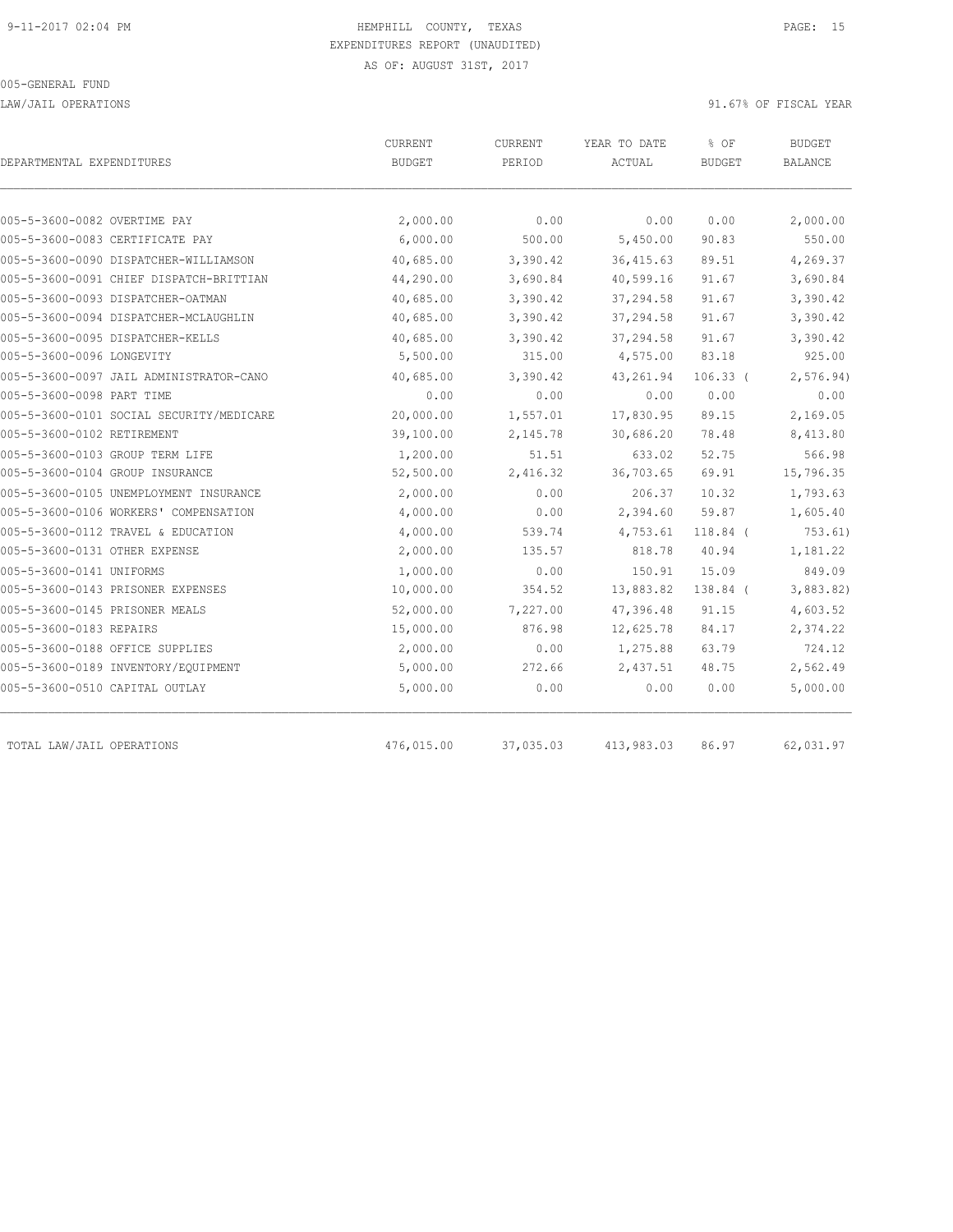HEMPHILL COUNTY, TEXAS
EXPENDITURES REPORT (UNAUDITED)
AS OF: AUGUST 31ST, 2017

005-GENERAL FUND

LAW/JAIL OPERATIONS

91.67% OF FISCAL YEAR

| DEPARTMENTAL EXPENDITURES | CURRENT BUDGET | CURRENT PERIOD | YEAR TO DATE ACTUAL | % OF BUDGET | BUDGET BALANCE |
|---|---|---|---|---|---|
| 005-5-3600-0082 OVERTIME PAY | 2,000.00 | 0.00 | 0.00 | 0.00 | 2,000.00 |
| 005-5-3600-0083 CERTIFICATE PAY | 6,000.00 | 500.00 | 5,450.00 | 90.83 | 550.00 |
| 005-5-3600-0090 DISPATCHER-WILLIAMSON | 40,685.00 | 3,390.42 | 36,415.63 | 89.51 | 4,269.37 |
| 005-5-3600-0091 CHIEF DISPATCH-BRITTIAN | 44,290.00 | 3,690.84 | 40,599.16 | 91.67 | 3,690.84 |
| 005-5-3600-0093 DISPATCHER-OATMAN | 40,685.00 | 3,390.42 | 37,294.58 | 91.67 | 3,390.42 |
| 005-5-3600-0094 DISPATCHER-MCLAUGHLIN | 40,685.00 | 3,390.42 | 37,294.58 | 91.67 | 3,390.42 |
| 005-5-3600-0095 DISPATCHER-KELLS | 40,685.00 | 3,390.42 | 37,294.58 | 91.67 | 3,390.42 |
| 005-5-3600-0096 LONGEVITY | 5,500.00 | 315.00 | 4,575.00 | 83.18 | 925.00 |
| 005-5-3600-0097 JAIL ADMINISTRATOR-CANO | 40,685.00 | 3,390.42 | 43,261.94 | 106.33 | ( 2,576.94) |
| 005-5-3600-0098 PART TIME | 0.00 | 0.00 | 0.00 | 0.00 | 0.00 |
| 005-5-3600-0101 SOCIAL SECURITY/MEDICARE | 20,000.00 | 1,557.01 | 17,830.95 | 89.15 | 2,169.05 |
| 005-5-3600-0102 RETIREMENT | 39,100.00 | 2,145.78 | 30,686.20 | 78.48 | 8,413.80 |
| 005-5-3600-0103 GROUP TERM LIFE | 1,200.00 | 51.51 | 633.02 | 52.75 | 566.98 |
| 005-5-3600-0104 GROUP INSURANCE | 52,500.00 | 2,416.32 | 36,703.65 | 69.91 | 15,796.35 |
| 005-5-3600-0105 UNEMPLOYMENT INSURANCE | 2,000.00 | 0.00 | 206.37 | 10.32 | 1,793.63 |
| 005-5-3600-0106 WORKERS' COMPENSATION | 4,000.00 | 0.00 | 2,394.60 | 59.87 | 1,605.40 |
| 005-5-3600-0112 TRAVEL & EDUCATION | 4,000.00 | 539.74 | 4,753.61 | 118.84 | ( 753.61) |
| 005-5-3600-0131 OTHER EXPENSE | 2,000.00 | 135.57 | 818.78 | 40.94 | 1,181.22 |
| 005-5-3600-0141 UNIFORMS | 1,000.00 | 0.00 | 150.91 | 15.09 | 849.09 |
| 005-5-3600-0143 PRISONER EXPENSES | 10,000.00 | 354.52 | 13,883.82 | 138.84 | ( 3,883.82) |
| 005-5-3600-0145 PRISONER MEALS | 52,000.00 | 7,227.00 | 47,396.48 | 91.15 | 4,603.52 |
| 005-5-3600-0183 REPAIRS | 15,000.00 | 876.98 | 12,625.78 | 84.17 | 2,374.22 |
| 005-5-3600-0188 OFFICE SUPPLIES | 2,000.00 | 0.00 | 1,275.88 | 63.79 | 724.12 |
| 005-5-3600-0189 INVENTORY/EQUIPMENT | 5,000.00 | 272.66 | 2,437.51 | 48.75 | 2,562.49 |
| 005-5-3600-0510 CAPITAL OUTLAY | 5,000.00 | 0.00 | 0.00 | 0.00 | 5,000.00 |
| TOTAL LAW/JAIL OPERATIONS | 476,015.00 | 37,035.03 | 413,983.03 | 86.97 | 62,031.97 |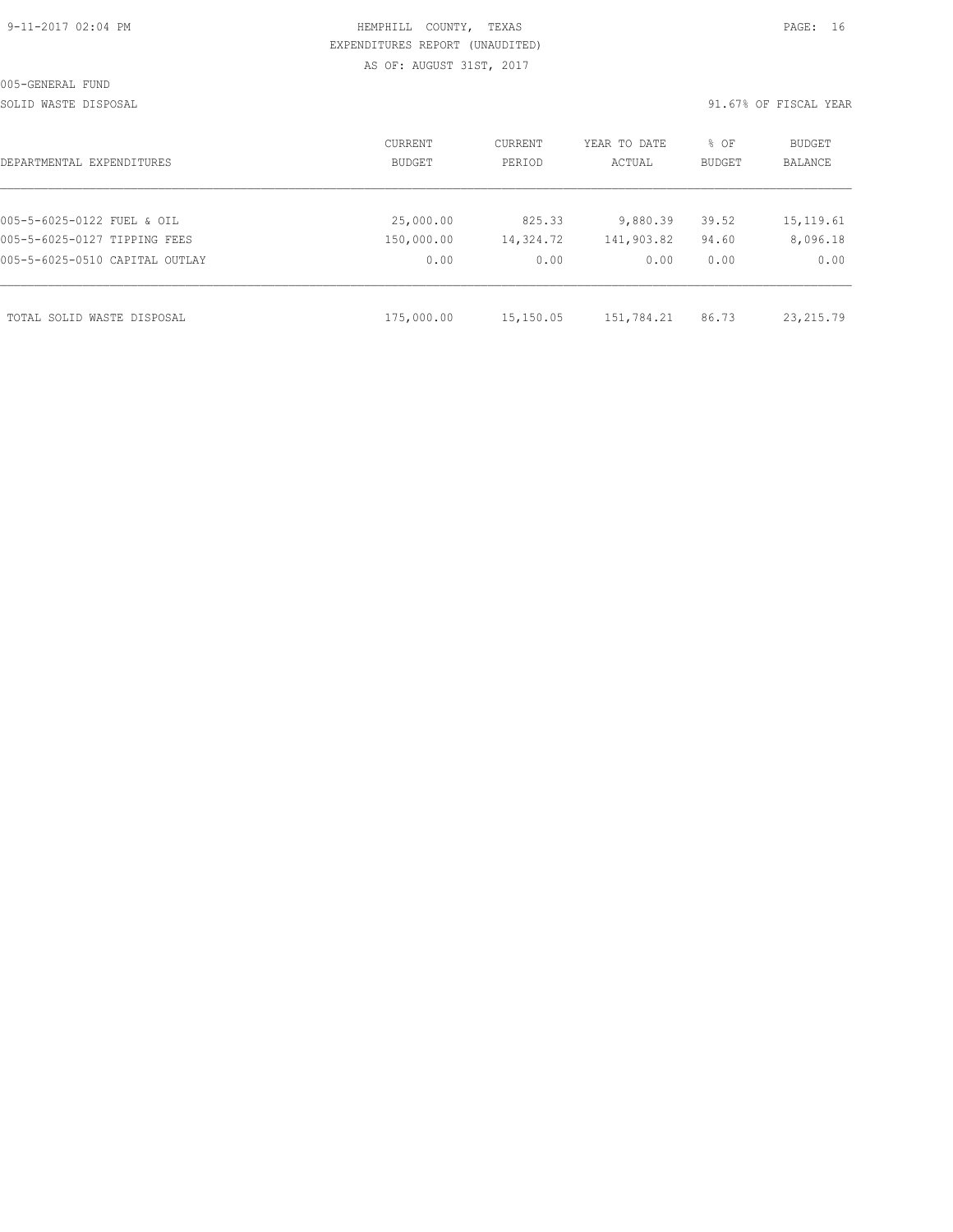HEMPHILL COUNTY, TEXAS
EXPENDITURES REPORT (UNAUDITED)
AS OF: AUGUST 31ST, 2017

005-GENERAL FUND

SOLID WASTE DISPOSAL

91.67% OF FISCAL YEAR

| DEPARTMENTAL EXPENDITURES | CURRENT BUDGET | CURRENT PERIOD | YEAR TO DATE ACTUAL | % OF BUDGET | BUDGET BALANCE |
|---|---|---|---|---|---|
| 005-5-6025-0122 FUEL & OIL | 25,000.00 | 825.33 | 9,880.39 | 39.52 | 15,119.61 |
| 005-5-6025-0127 TIPPING FEES | 150,000.00 | 14,324.72 | 141,903.82 | 94.60 | 8,096.18 |
| 005-5-6025-0510 CAPITAL OUTLAY | 0.00 | 0.00 | 0.00 | 0.00 | 0.00 |
| TOTAL SOLID WASTE DISPOSAL | 175,000.00 | 15,150.05 | 151,784.21 | 86.73 | 23,215.79 |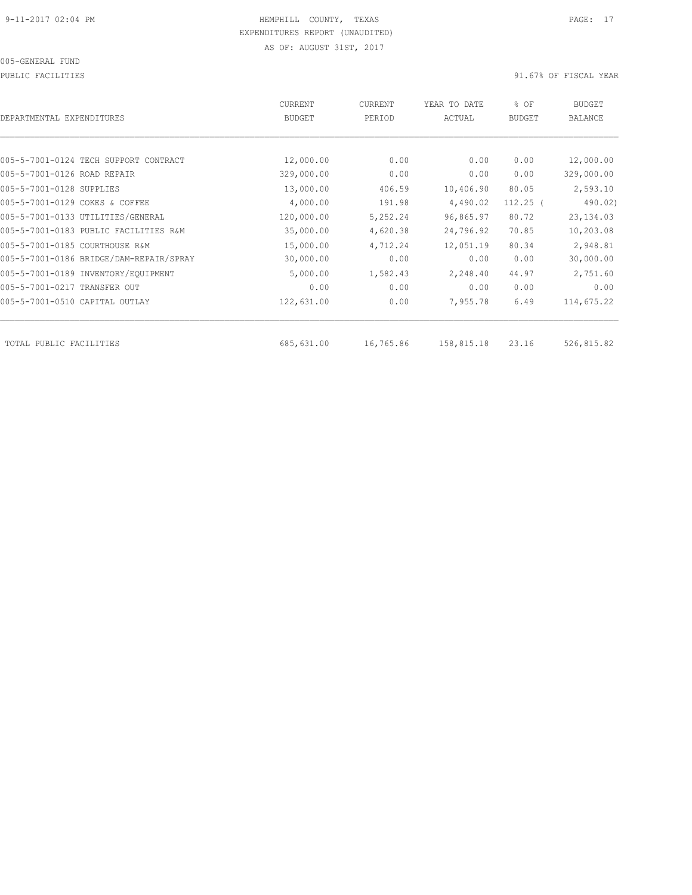9-11-2017 02:04 PM

HEMPHILL COUNTY, TEXAS
EXPENDITURES REPORT (UNAUDITED)
AS OF: AUGUST 31ST, 2017

005-GENERAL FUND

PUBLIC FACILITIES

91.67% OF FISCAL YEAR

| DEPARTMENTAL EXPENDITURES | CURRENT BUDGET | CURRENT PERIOD | YEAR TO DATE ACTUAL | % OF BUDGET | BUDGET BALANCE |
|---|---|---|---|---|---|
| 005-5-7001-0124 TECH SUPPORT CONTRACT | 12,000.00 | 0.00 | 0.00 | 0.00 | 12,000.00 |
| 005-5-7001-0126 ROAD REPAIR | 329,000.00 | 0.00 | 0.00 | 0.00 | 329,000.00 |
| 005-5-7001-0128 SUPPLIES | 13,000.00 | 406.59 | 10,406.90 | 80.05 | 2,593.10 |
| 005-5-7001-0129 COKES & COFFEE | 4,000.00 | 191.98 | 4,490.02 | 112.25 ( | 490.02) |
| 005-5-7001-0133 UTILITIES/GENERAL | 120,000.00 | 5,252.24 | 96,865.97 | 80.72 | 23,134.03 |
| 005-5-7001-0183 PUBLIC FACILITIES R&M | 35,000.00 | 4,620.38 | 24,796.92 | 70.85 | 10,203.08 |
| 005-5-7001-0185 COURTHOUSE R&M | 15,000.00 | 4,712.24 | 12,051.19 | 80.34 | 2,948.81 |
| 005-5-7001-0186 BRIDGE/DAM-REPAIR/SPRAY | 30,000.00 | 0.00 | 0.00 | 0.00 | 30,000.00 |
| 005-5-7001-0189 INVENTORY/EQUIPMENT | 5,000.00 | 1,582.43 | 2,248.40 | 44.97 | 2,751.60 |
| 005-5-7001-0217 TRANSFER OUT | 0.00 | 0.00 | 0.00 | 0.00 | 0.00 |
| 005-5-7001-0510 CAPITAL OUTLAY | 122,631.00 | 0.00 | 7,955.78 | 6.49 | 114,675.22 |
| TOTAL PUBLIC FACILITIES | 685,631.00 | 16,765.86 | 158,815.18 | 23.16 | 526,815.82 |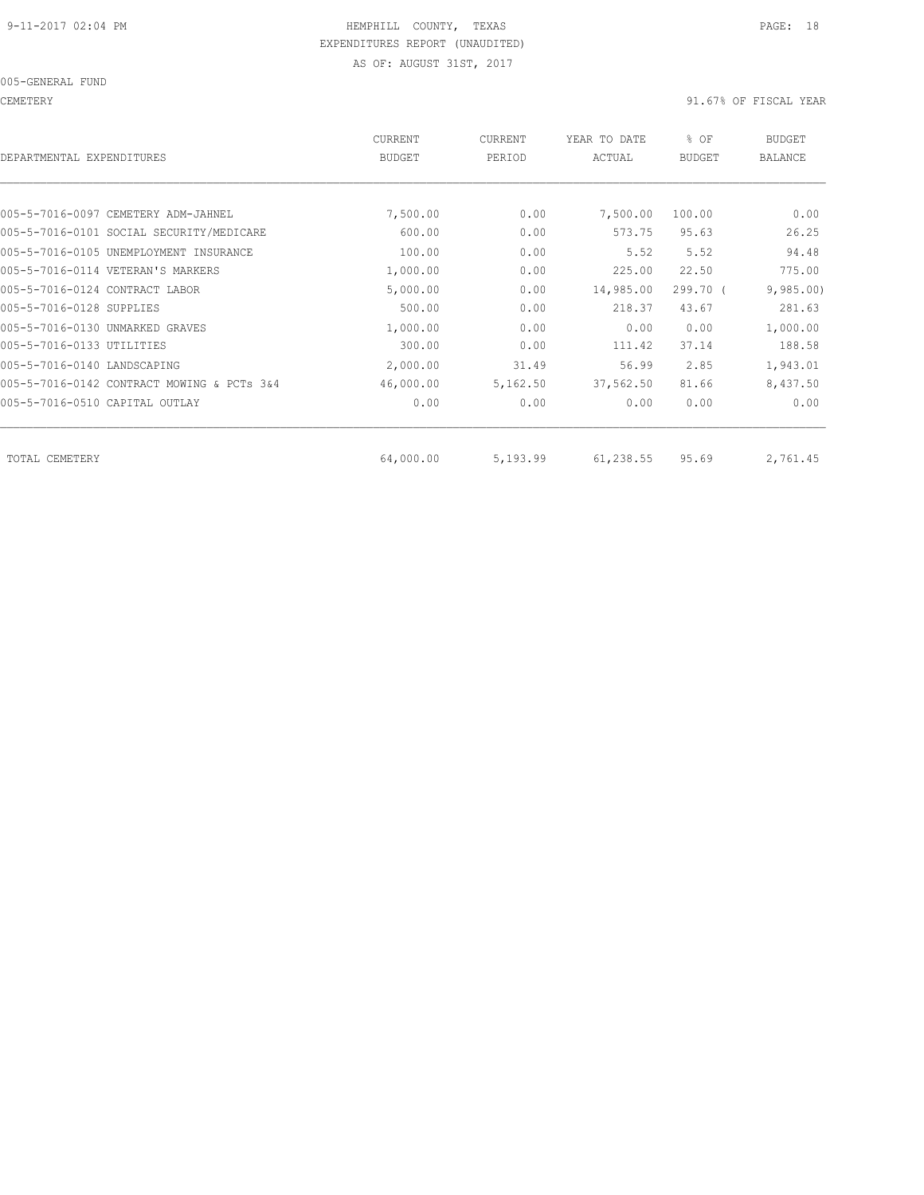HEMPHILL COUNTY, TEXAS
EXPENDITURES REPORT (UNAUDITED)
AS OF: AUGUST 31ST, 2017

005-GENERAL FUND

CEMETERY

91.67% OF FISCAL YEAR

| DEPARTMENTAL EXPENDITURES | CURRENT BUDGET | CURRENT PERIOD | YEAR TO DATE ACTUAL | % OF BUDGET | BUDGET BALANCE |
|---|---|---|---|---|---|
| 005-5-7016-0097 CEMETERY ADM-JAHNEL | 7,500.00 | 0.00 | 7,500.00 | 100.00 | 0.00 |
| 005-5-7016-0101 SOCIAL SECURITY/MEDICARE | 600.00 | 0.00 | 573.75 | 95.63 | 26.25 |
| 005-5-7016-0105 UNEMPLOYMENT INSURANCE | 100.00 | 0.00 | 5.52 | 5.52 | 94.48 |
| 005-5-7016-0114 VETERAN'S MARKERS | 1,000.00 | 0.00 | 225.00 | 22.50 | 775.00 |
| 005-5-7016-0124 CONTRACT LABOR | 5,000.00 | 0.00 | 14,985.00 | 299.70 ( | 9,985.00) |
| 005-5-7016-0128 SUPPLIES | 500.00 | 0.00 | 218.37 | 43.67 | 281.63 |
| 005-5-7016-0130 UNMARKED GRAVES | 1,000.00 | 0.00 | 0.00 | 0.00 | 1,000.00 |
| 005-5-7016-0133 UTILITIES | 300.00 | 0.00 | 111.42 | 37.14 | 188.58 |
| 005-5-7016-0140 LANDSCAPING | 2,000.00 | 31.49 | 56.99 | 2.85 | 1,943.01 |
| 005-5-7016-0142 CONTRACT MOWING & PCTs 3&4 | 46,000.00 | 5,162.50 | 37,562.50 | 81.66 | 8,437.50 |
| 005-5-7016-0510 CAPITAL OUTLAY | 0.00 | 0.00 | 0.00 | 0.00 | 0.00 |
| TOTAL CEMETERY | 64,000.00 | 5,193.99 | 61,238.55 | 95.69 | 2,761.45 |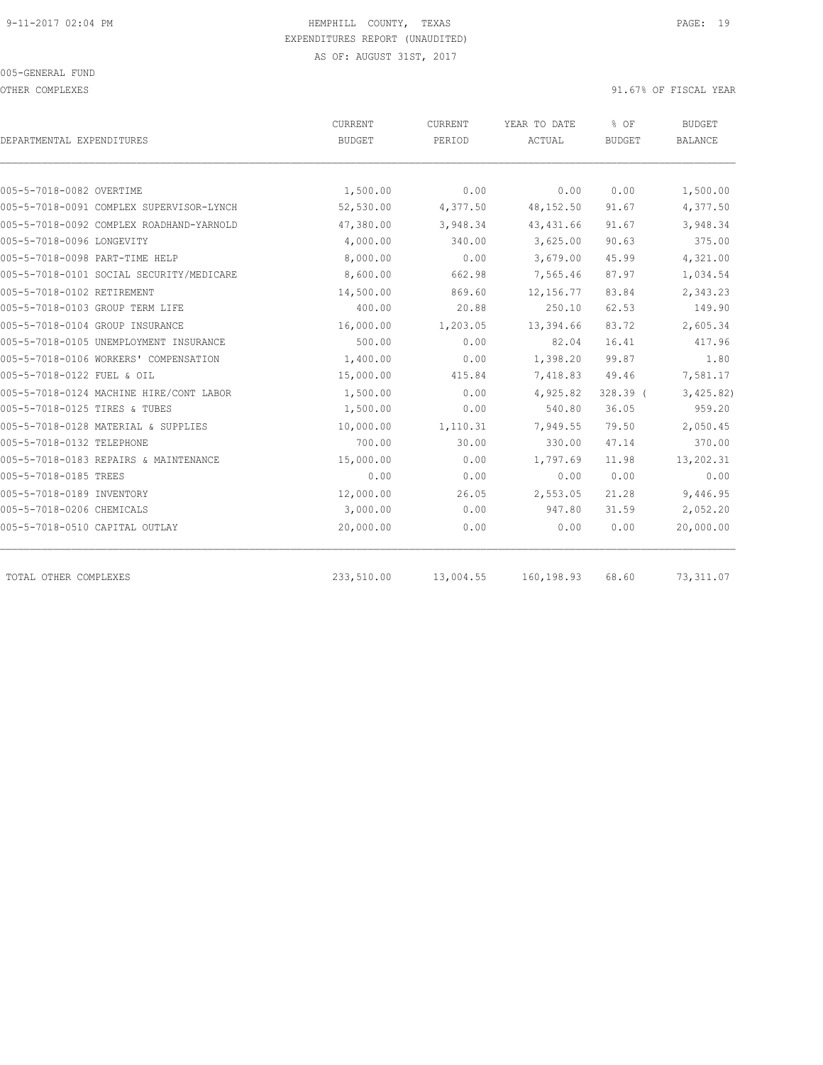HEMPHILL COUNTY, TEXAS
EXPENDITURES REPORT (UNAUDITED)
AS OF: AUGUST 31ST, 2017

005-GENERAL FUND

OTHER COMPLEXES

91.67% OF FISCAL YEAR

| DEPARTMENTAL EXPENDITURES | CURRENT BUDGET | CURRENT PERIOD | YEAR TO DATE ACTUAL | % OF BUDGET | BUDGET BALANCE |
|---|---|---|---|---|---|
| 005-5-7018-0082 OVERTIME | 1,500.00 | 0.00 | 0.00 | 0.00 | 1,500.00 |
| 005-5-7018-0091 COMPLEX SUPERVISOR-LYNCH | 52,530.00 | 4,377.50 | 48,152.50 | 91.67 | 4,377.50 |
| 005-5-7018-0092 COMPLEX ROADHAND-YARNOLD | 47,380.00 | 3,948.34 | 43,431.66 | 91.67 | 3,948.34 |
| 005-5-7018-0096 LONGEVITY | 4,000.00 | 340.00 | 3,625.00 | 90.63 | 375.00 |
| 005-5-7018-0098 PART-TIME HELP | 8,000.00 | 0.00 | 3,679.00 | 45.99 | 4,321.00 |
| 005-5-7018-0101 SOCIAL SECURITY/MEDICARE | 8,600.00 | 662.98 | 7,565.46 | 87.97 | 1,034.54 |
| 005-5-7018-0102 RETIREMENT | 14,500.00 | 869.60 | 12,156.77 | 83.84 | 2,343.23 |
| 005-5-7018-0103 GROUP TERM LIFE | 400.00 | 20.88 | 250.10 | 62.53 | 149.90 |
| 005-5-7018-0104 GROUP INSURANCE | 16,000.00 | 1,203.05 | 13,394.66 | 83.72 | 2,605.34 |
| 005-5-7018-0105 UNEMPLOYMENT INSURANCE | 500.00 | 0.00 | 82.04 | 16.41 | 417.96 |
| 005-5-7018-0106 WORKERS' COMPENSATION | 1,400.00 | 0.00 | 1,398.20 | 99.87 | 1.80 |
| 005-5-7018-0122 FUEL & OIL | 15,000.00 | 415.84 | 7,418.83 | 49.46 | 7,581.17 |
| 005-5-7018-0124 MACHINE HIRE/CONT LABOR | 1,500.00 | 0.00 | 4,925.82 | 328.39 ( | 3,425.82) |
| 005-5-7018-0125 TIRES & TUBES | 1,500.00 | 0.00 | 540.80 | 36.05 | 959.20 |
| 005-5-7018-0128 MATERIAL & SUPPLIES | 10,000.00 | 1,110.31 | 7,949.55 | 79.50 | 2,050.45 |
| 005-5-7018-0132 TELEPHONE | 700.00 | 30.00 | 330.00 | 47.14 | 370.00 |
| 005-5-7018-0183 REPAIRS & MAINTENANCE | 15,000.00 | 0.00 | 1,797.69 | 11.98 | 13,202.31 |
| 005-5-7018-0185 TREES | 0.00 | 0.00 | 0.00 | 0.00 | 0.00 |
| 005-5-7018-0189 INVENTORY | 12,000.00 | 26.05 | 2,553.05 | 21.28 | 9,446.95 |
| 005-5-7018-0206 CHEMICALS | 3,000.00 | 0.00 | 947.80 | 31.59 | 2,052.20 |
| 005-5-7018-0510 CAPITAL OUTLAY | 20,000.00 | 0.00 | 0.00 | 0.00 | 20,000.00 |
| TOTAL OTHER COMPLEXES | 233,510.00 | 13,004.55 | 160,198.93 | 68.60 | 73,311.07 |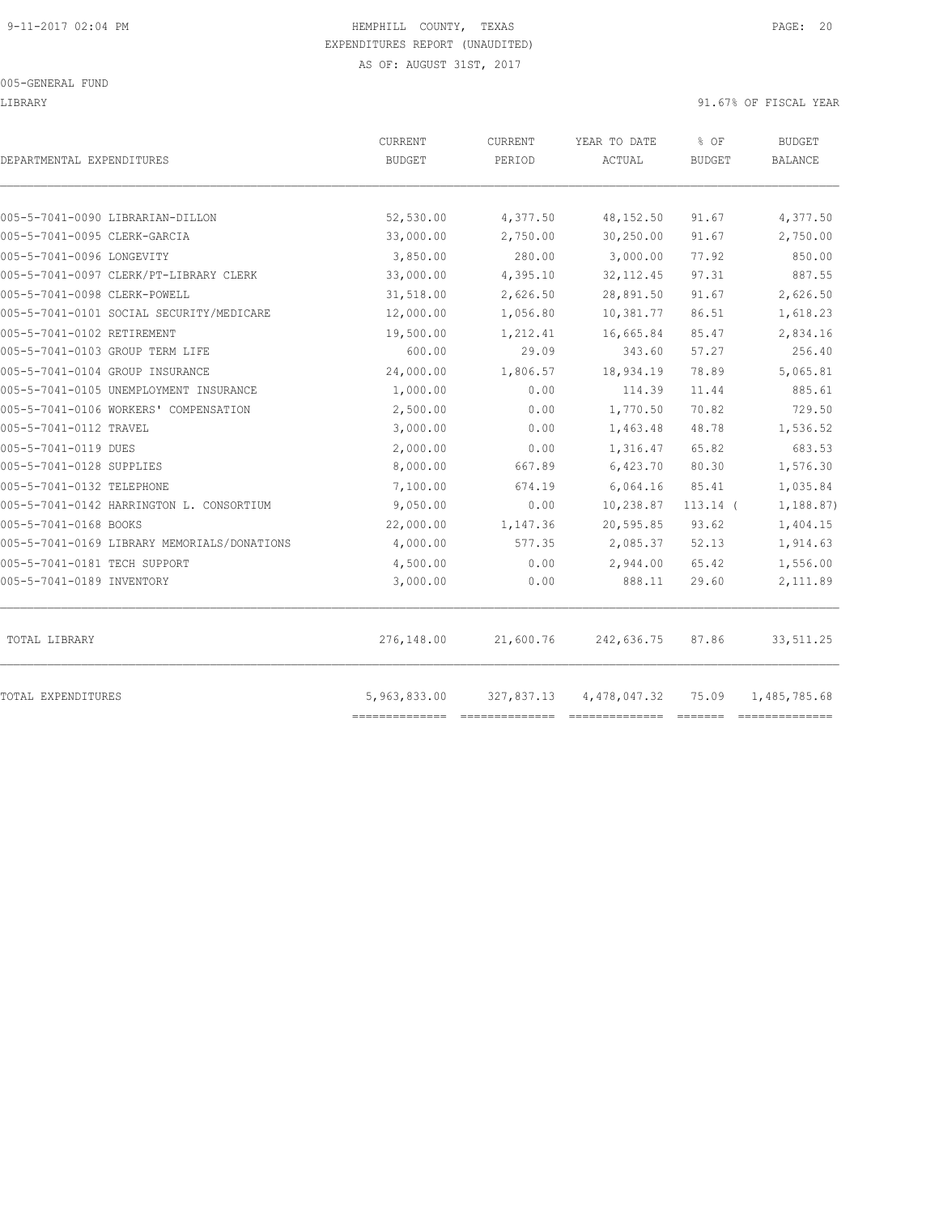9-11-2017 02:04 PM HEMPHILL COUNTY, TEXAS

EXPENDITURES REPORT (UNAUDITED)

AS OF: AUGUST 31ST, 2017

005-GENERAL FUND

LIBRARY 91.67% OF FISCAL YEAR

| DEPARTMENTAL EXPENDITURES | CURRENT BUDGET | CURRENT PERIOD | YEAR TO DATE ACTUAL | % OF BUDGET | BUDGET BALANCE |
|---|---|---|---|---|---|
| 005-5-7041-0090 LIBRARIAN-DILLON | 52,530.00 | 4,377.50 | 48,152.50 | 91.67 | 4,377.50 |
| 005-5-7041-0095 CLERK-GARCIA | 33,000.00 | 2,750.00 | 30,250.00 | 91.67 | 2,750.00 |
| 005-5-7041-0096 LONGEVITY | 3,850.00 | 280.00 | 3,000.00 | 77.92 | 850.00 |
| 005-5-7041-0097 CLERK/PT-LIBRARY CLERK | 33,000.00 | 4,395.10 | 32,112.45 | 97.31 | 887.55 |
| 005-5-7041-0098 CLERK-POWELL | 31,518.00 | 2,626.50 | 28,891.50 | 91.67 | 2,626.50 |
| 005-5-7041-0101 SOCIAL SECURITY/MEDICARE | 12,000.00 | 1,056.80 | 10,381.77 | 86.51 | 1,618.23 |
| 005-5-7041-0102 RETIREMENT | 19,500.00 | 1,212.41 | 16,665.84 | 85.47 | 2,834.16 |
| 005-5-7041-0103 GROUP TERM LIFE | 600.00 | 29.09 | 343.60 | 57.27 | 256.40 |
| 005-5-7041-0104 GROUP INSURANCE | 24,000.00 | 1,806.57 | 18,934.19 | 78.89 | 5,065.81 |
| 005-5-7041-0105 UNEMPLOYMENT INSURANCE | 1,000.00 | 0.00 | 114.39 | 11.44 | 885.61 |
| 005-5-7041-0106 WORKERS' COMPENSATION | 2,500.00 | 0.00 | 1,770.50 | 70.82 | 729.50 |
| 005-5-7041-0112 TRAVEL | 3,000.00 | 0.00 | 1,463.48 | 48.78 | 1,536.52 |
| 005-5-7041-0119 DUES | 2,000.00 | 0.00 | 1,316.47 | 65.82 | 683.53 |
| 005-5-7041-0128 SUPPLIES | 8,000.00 | 667.89 | 6,423.70 | 80.30 | 1,576.30 |
| 005-5-7041-0132 TELEPHONE | 7,100.00 | 674.19 | 6,064.16 | 85.41 | 1,035.84 |
| 005-5-7041-0142 HARRINGTON L. CONSORTIUM | 9,050.00 | 0.00 | 10,238.87 | 113.14 | ( 1,188.87) |
| 005-5-7041-0168 BOOKS | 22,000.00 | 1,147.36 | 20,595.85 | 93.62 | 1,404.15 |
| 005-5-7041-0169 LIBRARY MEMORIALS/DONATIONS | 4,000.00 | 577.35 | 2,085.37 | 52.13 | 1,914.63 |
| 005-5-7041-0181 TECH SUPPORT | 4,500.00 | 0.00 | 2,944.00 | 65.42 | 1,556.00 |
| 005-5-7041-0189 INVENTORY | 3,000.00 | 0.00 | 888.11 | 29.60 | 2,111.89 |
| TOTAL LIBRARY | 276,148.00 | 21,600.76 | 242,636.75 | 87.86 | 33,511.25 |
| TOTAL EXPENDITURES | 5,963,833.00 | 327,837.13 | 4,478,047.32 | 75.09 | 1,485,785.68 |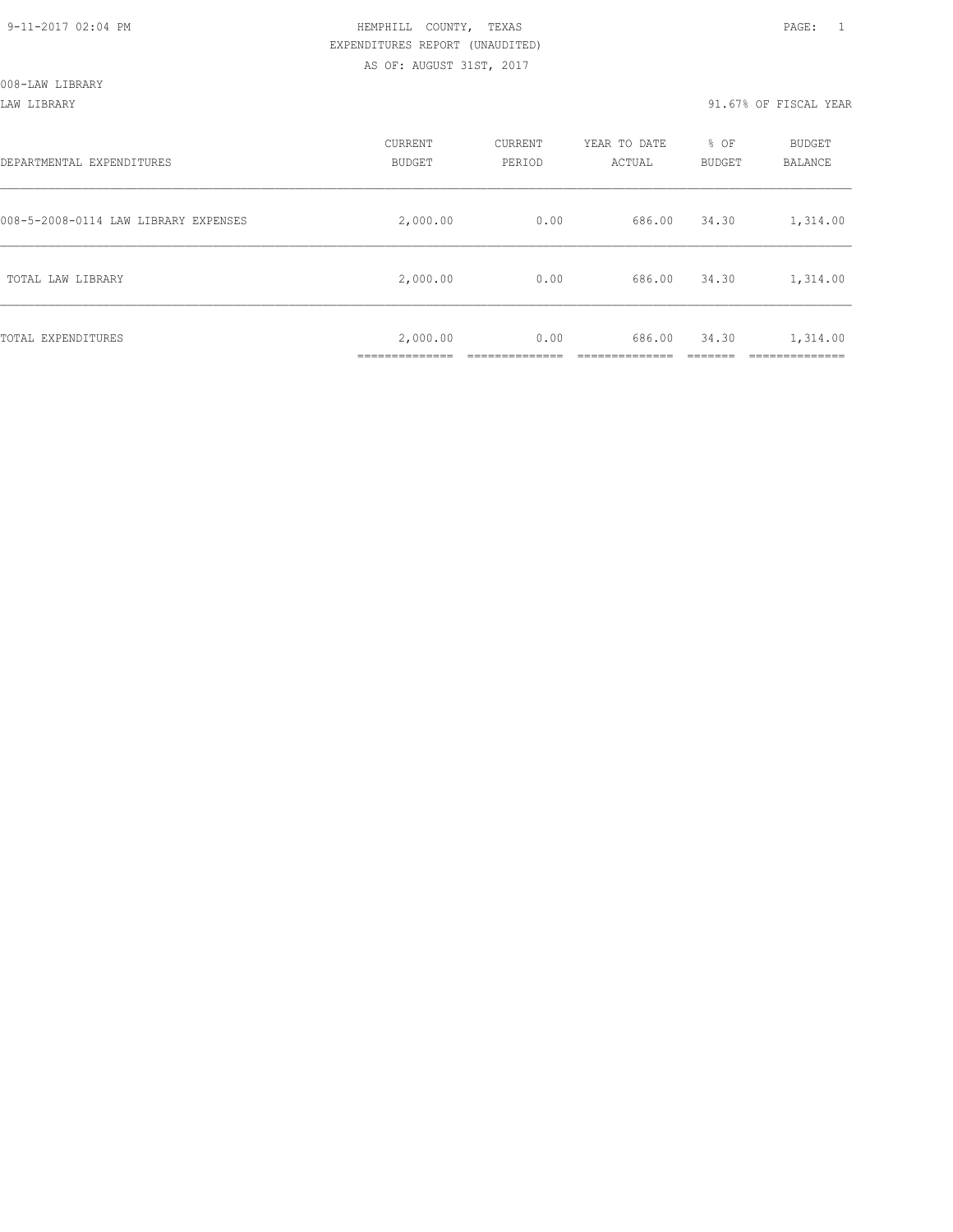HEMPHILL COUNTY, TEXAS
EXPENDITURES REPORT (UNAUDITED)
AS OF: AUGUST 31ST, 2017

008-LAW LIBRARY

LAW LIBRARY — 91.67% OF FISCAL YEAR

| DEPARTMENTAL EXPENDITURES | CURRENT BUDGET | CURRENT PERIOD | YEAR TO DATE ACTUAL | % OF BUDGET | BUDGET BALANCE |
|---|---|---|---|---|---|
| 008-5-2008-0114 LAW LIBRARY EXPENSES | 2,000.00 | 0.00 | 686.00 | 34.30 | 1,314.00 |
| TOTAL LAW LIBRARY | 2,000.00 | 0.00 | 686.00 | 34.30 | 1,314.00 |
| TOTAL EXPENDITURES | 2,000.00 | 0.00 | 686.00 | 34.30 | 1,314.00 |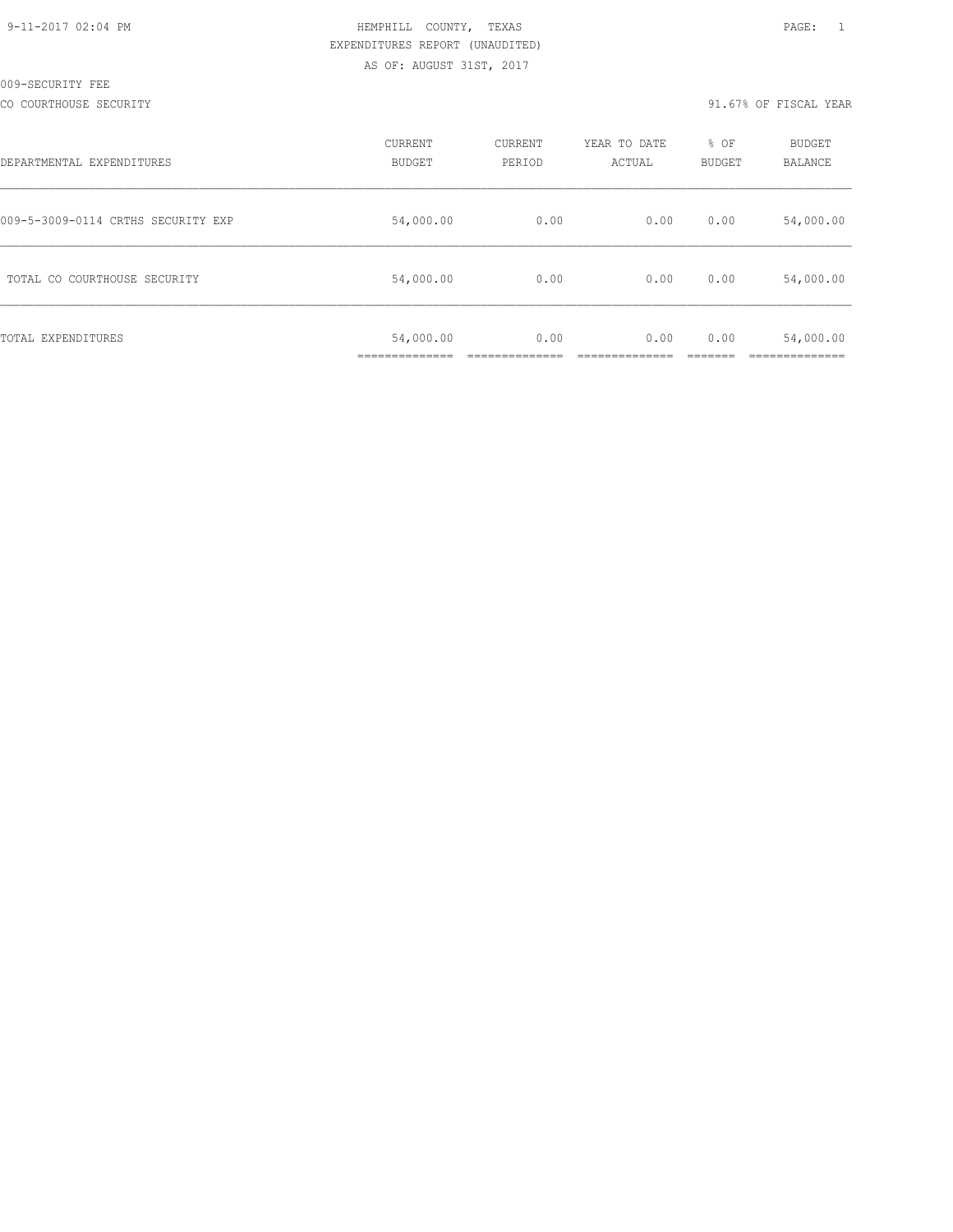9-11-2017 02:04 PM

HEMPHILL COUNTY, TEXAS

EXPENDITURES REPORT (UNAUDITED)

AS OF: AUGUST 31ST, 2017

009-SECURITY FEE

CO COURTHOUSE SECURITY

91.67% OF FISCAL YEAR

| DEPARTMENTAL EXPENDITURES | CURRENT BUDGET | CURRENT PERIOD | YEAR TO DATE ACTUAL | % OF BUDGET | BUDGET BALANCE |
|---|---|---|---|---|---|
| 009-5-3009-0114 CRTHS SECURITY EXP | 54,000.00 | 0.00 | 0.00 | 0.00 | 54,000.00 |
| TOTAL CO COURTHOUSE SECURITY | 54,000.00 | 0.00 | 0.00 | 0.00 | 54,000.00 |
| TOTAL EXPENDITURES | 54,000.00 | 0.00 | 0.00 | 0.00 | 54,000.00 |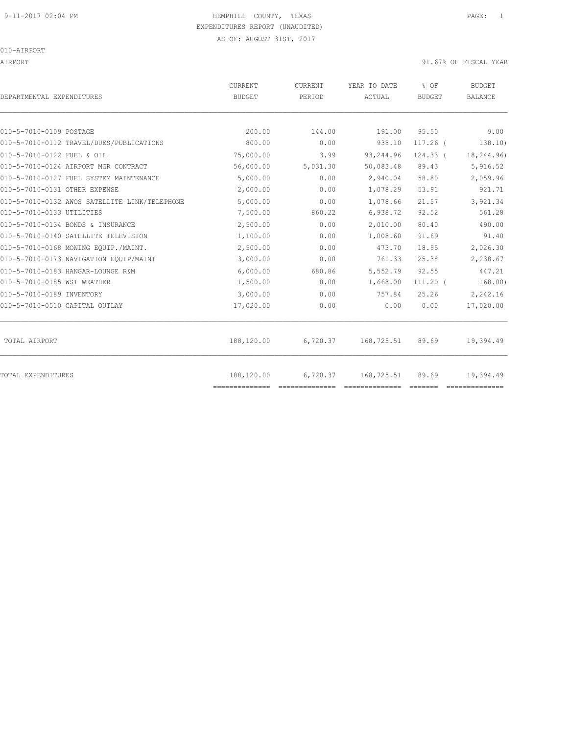HEMPHILL COUNTY, TEXAS
EXPENDITURES REPORT (UNAUDITED)
AS OF: AUGUST 31ST, 2017

010-AIRPORT

AIRPORT — 91.67% OF FISCAL YEAR

| DEPARTMENTAL EXPENDITURES | CURRENT BUDGET | CURRENT PERIOD | YEAR TO DATE ACTUAL | % OF BUDGET | BUDGET BALANCE |
|---|---|---|---|---|---|
| 010-5-7010-0109 POSTAGE | 200.00 | 144.00 | 191.00 | 95.50 | 9.00 |
| 010-5-7010-0112 TRAVEL/DUES/PUBLICATIONS | 800.00 | 0.00 | 938.10 | 117.26 ( | 138.10) |
| 010-5-7010-0122 FUEL & OIL | 75,000.00 | 3.99 | 93,244.96 | 124.33 ( | 18,244.96) |
| 010-5-7010-0124 AIRPORT MGR CONTRACT | 56,000.00 | 5,031.30 | 50,083.48 | 89.43 | 5,916.52 |
| 010-5-7010-0127 FUEL SYSTEM MAINTENANCE | 5,000.00 | 0.00 | 2,940.04 | 58.80 | 2,059.96 |
| 010-5-7010-0131 OTHER EXPENSE | 2,000.00 | 0.00 | 1,078.29 | 53.91 | 921.71 |
| 010-5-7010-0132 AWOS SATELLITE LINK/TELEPHONE | 5,000.00 | 0.00 | 1,078.66 | 21.57 | 3,921.34 |
| 010-5-7010-0133 UTILITIES | 7,500.00 | 860.22 | 6,938.72 | 92.52 | 561.28 |
| 010-5-7010-0134 BONDS & INSURANCE | 2,500.00 | 0.00 | 2,010.00 | 80.40 | 490.00 |
| 010-5-7010-0140 SATELLITE TELEVISION | 1,100.00 | 0.00 | 1,008.60 | 91.69 | 91.40 |
| 010-5-7010-0168 MOWING EQUIP./MAINT. | 2,500.00 | 0.00 | 473.70 | 18.95 | 2,026.30 |
| 010-5-7010-0173 NAVIGATION EQUIP/MAINT | 3,000.00 | 0.00 | 761.33 | 25.38 | 2,238.67 |
| 010-5-7010-0183 HANGAR-LOUNGE R&M | 6,000.00 | 680.86 | 5,552.79 | 92.55 | 447.21 |
| 010-5-7010-0185 WSI WEATHER | 1,500.00 | 0.00 | 1,668.00 | 111.20 ( | 168.00) |
| 010-5-7010-0189 INVENTORY | 3,000.00 | 0.00 | 757.84 | 25.26 | 2,242.16 |
| 010-5-7010-0510 CAPITAL OUTLAY | 17,020.00 | 0.00 | 0.00 | 0.00 | 17,020.00 |
| TOTAL AIRPORT | 188,120.00 | 6,720.37 | 168,725.51 | 89.69 | 19,394.49 |
| TOTAL EXPENDITURES | 188,120.00 | 6,720.37 | 168,725.51 | 89.69 | 19,394.49 |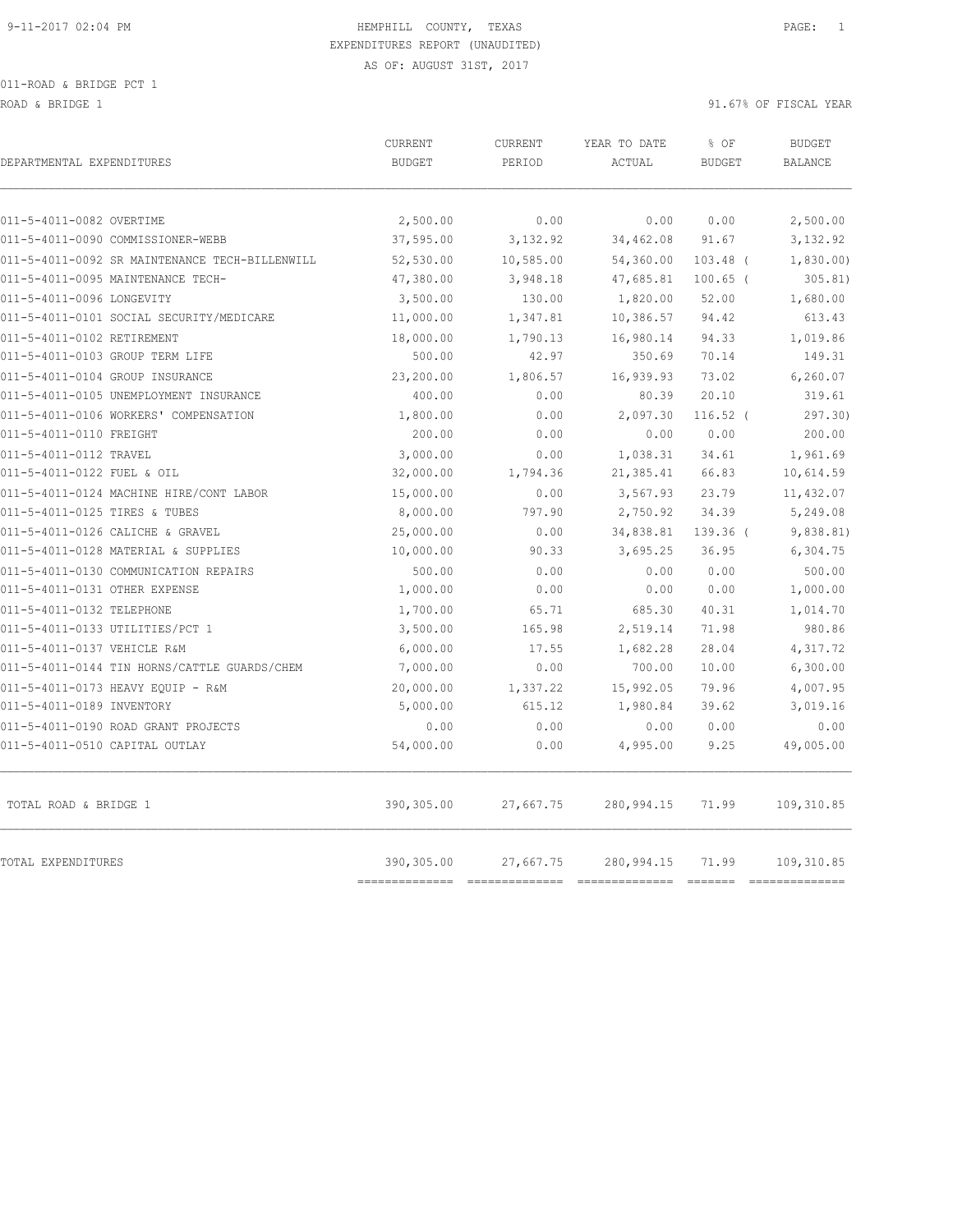9-11-2017 02:04 PM

HEMPHILL COUNTY, TEXAS
EXPENDITURES REPORT (UNAUDITED)
AS OF: AUGUST 31ST, 2017

011-ROAD & BRIDGE PCT 1
ROAD & BRIDGE 1

91.67% OF FISCAL YEAR

| DEPARTMENTAL EXPENDITURES | CURRENT BUDGET | CURRENT PERIOD | YEAR TO DATE ACTUAL | % OF BUDGET | BUDGET BALANCE |
|---|---|---|---|---|---|
| 011-5-4011-0082 OVERTIME | 2,500.00 | 0.00 | 0.00 | 0.00 | 2,500.00 |
| 011-5-4011-0090 COMMISSIONER-WEBB | 37,595.00 | 3,132.92 | 34,462.08 | 91.67 | 3,132.92 |
| 011-5-4011-0092 SR MAINTENANCE TECH-BILLENWILL | 52,530.00 | 10,585.00 | 54,360.00 | 103.48 ( | 1,830.00) |
| 011-5-4011-0095 MAINTENANCE TECH- | 47,380.00 | 3,948.18 | 47,685.81 | 100.65 ( | 305.81) |
| 011-5-4011-0096 LONGEVITY | 3,500.00 | 130.00 | 1,820.00 | 52.00 | 1,680.00 |
| 011-5-4011-0101 SOCIAL SECURITY/MEDICARE | 11,000.00 | 1,347.81 | 10,386.57 | 94.42 | 613.43 |
| 011-5-4011-0102 RETIREMENT | 18,000.00 | 1,790.13 | 16,980.14 | 94.33 | 1,019.86 |
| 011-5-4011-0103 GROUP TERM LIFE | 500.00 | 42.97 | 350.69 | 70.14 | 149.31 |
| 011-5-4011-0104 GROUP INSURANCE | 23,200.00 | 1,806.57 | 16,939.93 | 73.02 | 6,260.07 |
| 011-5-4011-0105 UNEMPLOYMENT INSURANCE | 400.00 | 0.00 | 80.39 | 20.10 | 319.61 |
| 011-5-4011-0106 WORKERS' COMPENSATION | 1,800.00 | 0.00 | 2,097.30 | 116.52 ( | 297.30) |
| 011-5-4011-0110 FREIGHT | 200.00 | 0.00 | 0.00 | 0.00 | 200.00 |
| 011-5-4011-0112 TRAVEL | 3,000.00 | 0.00 | 1,038.31 | 34.61 | 1,961.69 |
| 011-5-4011-0122 FUEL & OIL | 32,000.00 | 1,794.36 | 21,385.41 | 66.83 | 10,614.59 |
| 011-5-4011-0124 MACHINE HIRE/CONT LABOR | 15,000.00 | 0.00 | 3,567.93 | 23.79 | 11,432.07 |
| 011-5-4011-0125 TIRES & TUBES | 8,000.00 | 797.90 | 2,750.92 | 34.39 | 5,249.08 |
| 011-5-4011-0126 CALICHE & GRAVEL | 25,000.00 | 0.00 | 34,838.81 | 139.36 ( | 9,838.81) |
| 011-5-4011-0128 MATERIAL & SUPPLIES | 10,000.00 | 90.33 | 3,695.25 | 36.95 | 6,304.75 |
| 011-5-4011-0130 COMMUNICATION REPAIRS | 500.00 | 0.00 | 0.00 | 0.00 | 500.00 |
| 011-5-4011-0131 OTHER EXPENSE | 1,000.00 | 0.00 | 0.00 | 0.00 | 1,000.00 |
| 011-5-4011-0132 TELEPHONE | 1,700.00 | 65.71 | 685.30 | 40.31 | 1,014.70 |
| 011-5-4011-0133 UTILITIES/PCT 1 | 3,500.00 | 165.98 | 2,519.14 | 71.98 | 980.86 |
| 011-5-4011-0137 VEHICLE R&M | 6,000.00 | 17.55 | 1,682.28 | 28.04 | 4,317.72 |
| 011-5-4011-0144 TIN HORNS/CATTLE GUARDS/CHEM | 7,000.00 | 0.00 | 700.00 | 10.00 | 6,300.00 |
| 011-5-4011-0173 HEAVY EQUIP - R&M | 20,000.00 | 1,337.22 | 15,992.05 | 79.96 | 4,007.95 |
| 011-5-4011-0189 INVENTORY | 5,000.00 | 615.12 | 1,980.84 | 39.62 | 3,019.16 |
| 011-5-4011-0190 ROAD GRANT PROJECTS | 0.00 | 0.00 | 0.00 | 0.00 | 0.00 |
| 011-5-4011-0510 CAPITAL OUTLAY | 54,000.00 | 0.00 | 4,995.00 | 9.25 | 49,005.00 |
| TOTAL ROAD & BRIDGE 1 | 390,305.00 | 27,667.75 | 280,994.15 | 71.99 | 109,310.85 |
| TOTAL EXPENDITURES | 390,305.00 | 27,667.75 | 280,994.15 | 71.99 | 109,310.85 |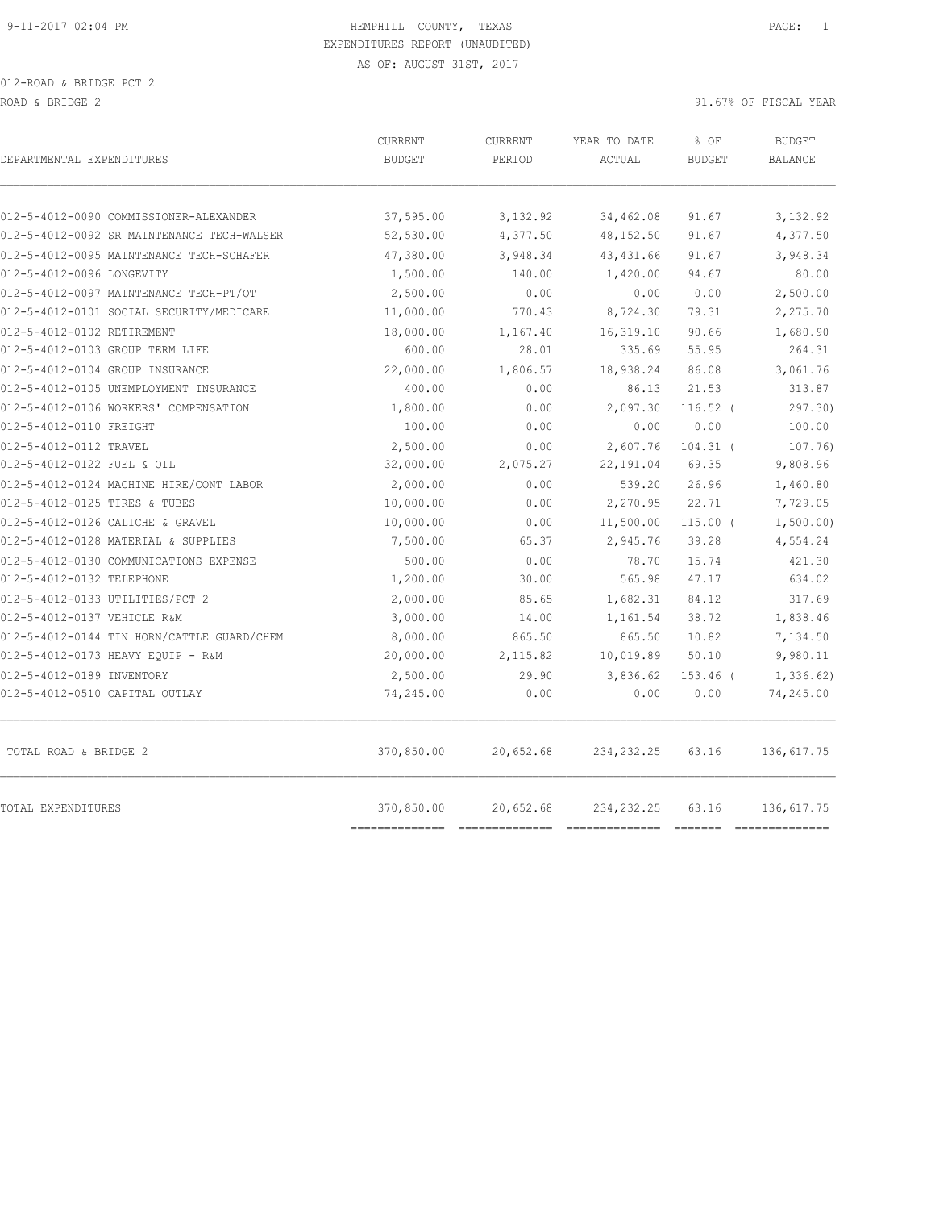HEMPHILL COUNTY, TEXAS
EXPENDITURES REPORT (UNAUDITED)
AS OF: AUGUST 31ST, 2017

012-ROAD & BRIDGE PCT 2

ROAD & BRIDGE 2 — 91.67% OF FISCAL YEAR

| DEPARTMENTAL EXPENDITURES | CURRENT BUDGET | CURRENT PERIOD | YEAR TO DATE ACTUAL | % OF BUDGET | BUDGET BALANCE |
|---|---|---|---|---|---|
| 012-5-4012-0090 COMMISSIONER-ALEXANDER | 37,595.00 | 3,132.92 | 34,462.08 | 91.67 | 3,132.92 |
| 012-5-4012-0092 SR MAINTENANCE TECH-WALSER | 52,530.00 | 4,377.50 | 48,152.50 | 91.67 | 4,377.50 |
| 012-5-4012-0095 MAINTENANCE TECH-SCHAFER | 47,380.00 | 3,948.34 | 43,431.66 | 91.67 | 3,948.34 |
| 012-5-4012-0096 LONGEVITY | 1,500.00 | 140.00 | 1,420.00 | 94.67 | 80.00 |
| 012-5-4012-0097 MAINTENANCE TECH-PT/OT | 2,500.00 | 0.00 | 0.00 | 0.00 | 2,500.00 |
| 012-5-4012-0101 SOCIAL SECURITY/MEDICARE | 11,000.00 | 770.43 | 8,724.30 | 79.31 | 2,275.70 |
| 012-5-4012-0102 RETIREMENT | 18,000.00 | 1,167.40 | 16,319.10 | 90.66 | 1,680.90 |
| 012-5-4012-0103 GROUP TERM LIFE | 600.00 | 28.01 | 335.69 | 55.95 | 264.31 |
| 012-5-4012-0104 GROUP INSURANCE | 22,000.00 | 1,806.57 | 18,938.24 | 86.08 | 3,061.76 |
| 012-5-4012-0105 UNEMPLOYMENT INSURANCE | 400.00 | 0.00 | 86.13 | 21.53 | 313.87 |
| 012-5-4012-0106 WORKERS' COMPENSATION | 1,800.00 | 0.00 | 2,097.30 | 116.52 | ( 297.30) |
| 012-5-4012-0110 FREIGHT | 100.00 | 0.00 | 0.00 | 0.00 | 100.00 |
| 012-5-4012-0112 TRAVEL | 2,500.00 | 0.00 | 2,607.76 | 104.31 | ( 107.76) |
| 012-5-4012-0122 FUEL & OIL | 32,000.00 | 2,075.27 | 22,191.04 | 69.35 | 9,808.96 |
| 012-5-4012-0124 MACHINE HIRE/CONT LABOR | 2,000.00 | 0.00 | 539.20 | 26.96 | 1,460.80 |
| 012-5-4012-0125 TIRES & TUBES | 10,000.00 | 0.00 | 2,270.95 | 22.71 | 7,729.05 |
| 012-5-4012-0126 CALICHE & GRAVEL | 10,000.00 | 0.00 | 11,500.00 | 115.00 | ( 1,500.00) |
| 012-5-4012-0128 MATERIAL & SUPPLIES | 7,500.00 | 65.37 | 2,945.76 | 39.28 | 4,554.24 |
| 012-5-4012-0130 COMMUNICATIONS EXPENSE | 500.00 | 0.00 | 78.70 | 15.74 | 421.30 |
| 012-5-4012-0132 TELEPHONE | 1,200.00 | 30.00 | 565.98 | 47.17 | 634.02 |
| 012-5-4012-0133 UTILITIES/PCT 2 | 2,000.00 | 85.65 | 1,682.31 | 84.12 | 317.69 |
| 012-5-4012-0137 VEHICLE R&M | 3,000.00 | 14.00 | 1,161.54 | 38.72 | 1,838.46 |
| 012-5-4012-0144 TIN HORN/CATTLE GUARD/CHEM | 8,000.00 | 865.50 | 865.50 | 10.82 | 7,134.50 |
| 012-5-4012-0173 HEAVY EQUIP - R&M | 20,000.00 | 2,115.82 | 10,019.89 | 50.10 | 9,980.11 |
| 012-5-4012-0189 INVENTORY | 2,500.00 | 29.90 | 3,836.62 | 153.46 | ( 1,336.62) |
| 012-5-4012-0510 CAPITAL OUTLAY | 74,245.00 | 0.00 | 0.00 | 0.00 | 74,245.00 |
| TOTAL ROAD & BRIDGE 2 | 370,850.00 | 20,652.68 | 234,232.25 | 63.16 | 136,617.75 |
| TOTAL EXPENDITURES | 370,850.00 | 20,652.68 | 234,232.25 | 63.16 | 136,617.75 |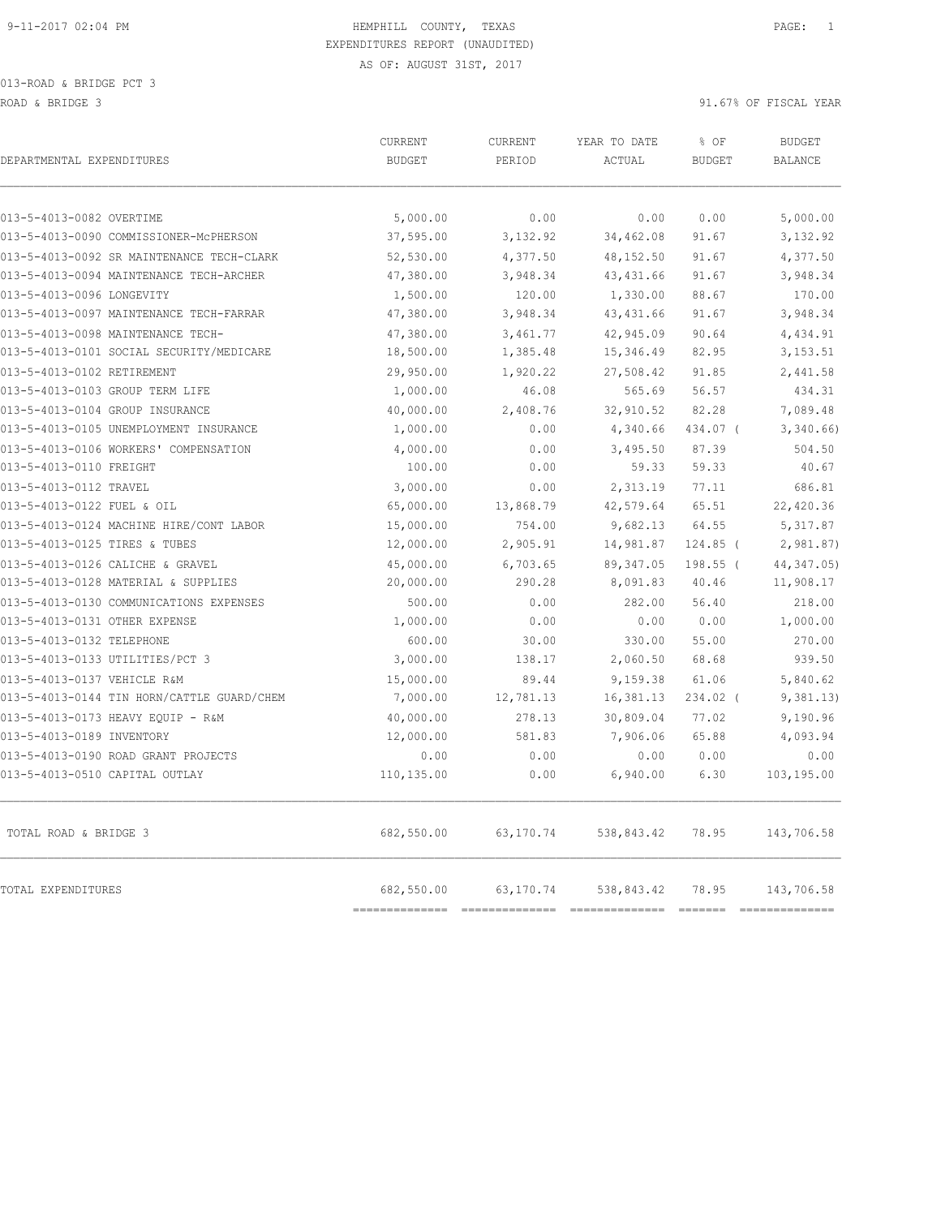HEMPHILL COUNTY, TEXAS

EXPENDITURES REPORT (UNAUDITED)

AS OF: AUGUST 31ST, 2017

013-ROAD & BRIDGE PCT 3

ROAD & BRIDGE 3

91.67% OF FISCAL YEAR

| DEPARTMENTAL EXPENDITURES | CURRENT BUDGET | CURRENT PERIOD | YEAR TO DATE ACTUAL | % OF BUDGET | BUDGET BALANCE |
|---|---|---|---|---|---|
| 013-5-4013-0082 OVERTIME | 5,000.00 | 0.00 | 0.00 | 0.00 | 5,000.00 |
| 013-5-4013-0090 COMMISSIONER-McPHERSON | 37,595.00 | 3,132.92 | 34,462.08 | 91.67 | 3,132.92 |
| 013-5-4013-0092 SR MAINTENANCE TECH-CLARK | 52,530.00 | 4,377.50 | 48,152.50 | 91.67 | 4,377.50 |
| 013-5-4013-0094 MAINTENANCE TECH-ARCHER | 47,380.00 | 3,948.34 | 43,431.66 | 91.67 | 3,948.34 |
| 013-5-4013-0096 LONGEVITY | 1,500.00 | 120.00 | 1,330.00 | 88.67 | 170.00 |
| 013-5-4013-0097 MAINTENANCE TECH-FARRAR | 47,380.00 | 3,948.34 | 43,431.66 | 91.67 | 3,948.34 |
| 013-5-4013-0098 MAINTENANCE TECH- | 47,380.00 | 3,461.77 | 42,945.09 | 90.64 | 4,434.91 |
| 013-5-4013-0101 SOCIAL SECURITY/MEDICARE | 18,500.00 | 1,385.48 | 15,346.49 | 82.95 | 3,153.51 |
| 013-5-4013-0102 RETIREMENT | 29,950.00 | 1,920.22 | 27,508.42 | 91.85 | 2,441.58 |
| 013-5-4013-0103 GROUP TERM LIFE | 1,000.00 | 46.08 | 565.69 | 56.57 | 434.31 |
| 013-5-4013-0104 GROUP INSURANCE | 40,000.00 | 2,408.76 | 32,910.52 | 82.28 | 7,089.48 |
| 013-5-4013-0105 UNEMPLOYMENT INSURANCE | 1,000.00 | 0.00 | 4,340.66 | 434.07 ( | 3,340.66) |
| 013-5-4013-0106 WORKERS' COMPENSATION | 4,000.00 | 0.00 | 3,495.50 | 87.39 | 504.50 |
| 013-5-4013-0110 FREIGHT | 100.00 | 0.00 | 59.33 | 59.33 | 40.67 |
| 013-5-4013-0112 TRAVEL | 3,000.00 | 0.00 | 2,313.19 | 77.11 | 686.81 |
| 013-5-4013-0122 FUEL & OIL | 65,000.00 | 13,868.79 | 42,579.64 | 65.51 | 22,420.36 |
| 013-5-4013-0124 MACHINE HIRE/CONT LABOR | 15,000.00 | 754.00 | 9,682.13 | 64.55 | 5,317.87 |
| 013-5-4013-0125 TIRES & TUBES | 12,000.00 | 2,905.91 | 14,981.87 | 124.85 ( | 2,981.87) |
| 013-5-4013-0126 CALICHE & GRAVEL | 45,000.00 | 6,703.65 | 89,347.05 | 198.55 ( | 44,347.05) |
| 013-5-4013-0128 MATERIAL & SUPPLIES | 20,000.00 | 290.28 | 8,091.83 | 40.46 | 11,908.17 |
| 013-5-4013-0130 COMMUNICATIONS EXPENSES | 500.00 | 0.00 | 282.00 | 56.40 | 218.00 |
| 013-5-4013-0131 OTHER EXPENSE | 1,000.00 | 0.00 | 0.00 | 0.00 | 1,000.00 |
| 013-5-4013-0132 TELEPHONE | 600.00 | 30.00 | 330.00 | 55.00 | 270.00 |
| 013-5-4013-0133 UTILITIES/PCT 3 | 3,000.00 | 138.17 | 2,060.50 | 68.68 | 939.50 |
| 013-5-4013-0137 VEHICLE R&M | 15,000.00 | 89.44 | 9,159.38 | 61.06 | 5,840.62 |
| 013-5-4013-0144 TIN HORN/CATTLE GUARD/CHEM | 7,000.00 | 12,781.13 | 16,381.13 | 234.02 ( | 9,381.13) |
| 013-5-4013-0173 HEAVY EQUIP - R&M | 40,000.00 | 278.13 | 30,809.04 | 77.02 | 9,190.96 |
| 013-5-4013-0189 INVENTORY | 12,000.00 | 581.83 | 7,906.06 | 65.88 | 4,093.94 |
| 013-5-4013-0190 ROAD GRANT PROJECTS | 0.00 | 0.00 | 0.00 | 0.00 | 0.00 |
| 013-5-4013-0510 CAPITAL OUTLAY | 110,135.00 | 0.00 | 6,940.00 | 6.30 | 103,195.00 |
| TOTAL ROAD & BRIDGE 3 | 682,550.00 | 63,170.74 | 538,843.42 | 78.95 | 143,706.58 |
| TOTAL EXPENDITURES | 682,550.00 | 63,170.74 | 538,843.42 | 78.95 | 143,706.58 |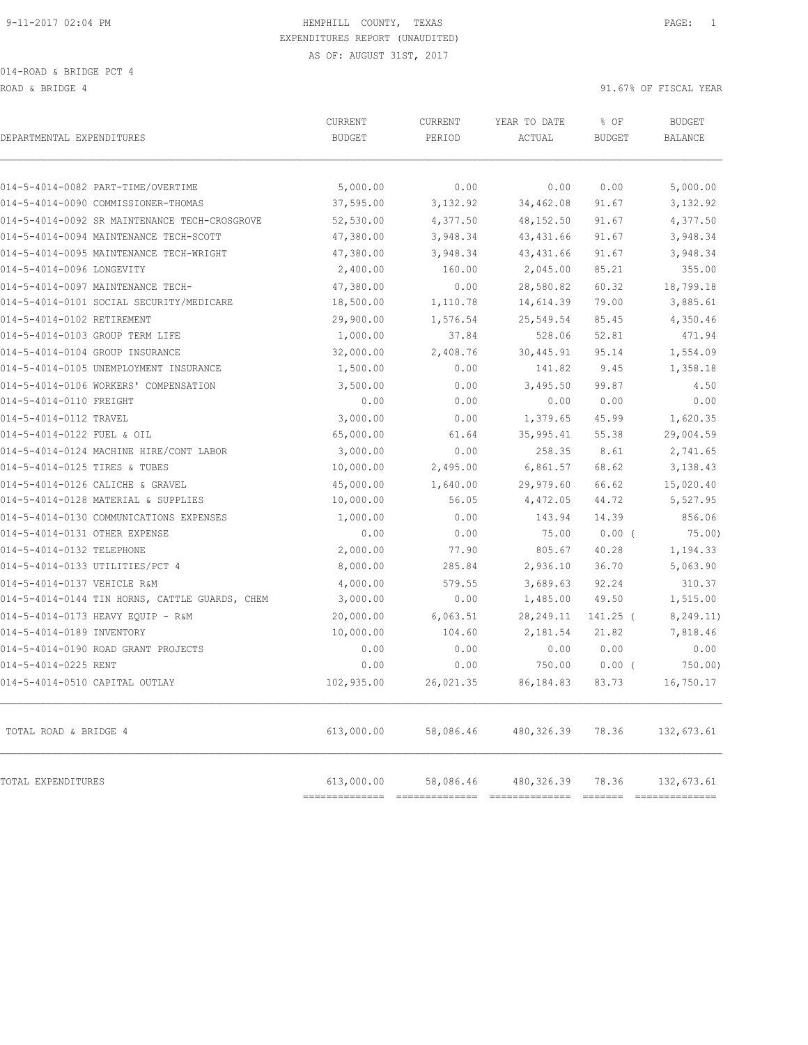9-11-2017 02:04 PM

HEMPHILL COUNTY, TEXAS
EXPENDITURES REPORT (UNAUDITED)
AS OF: AUGUST 31ST, 2017

014-ROAD & BRIDGE PCT 4

ROAD & BRIDGE 4

91.67% OF FISCAL YEAR

| DEPARTMENTAL EXPENDITURES | CURRENT BUDGET | CURRENT PERIOD | YEAR TO DATE ACTUAL | % OF BUDGET | BUDGET BALANCE |
|---|---|---|---|---|---|
| 014-5-4014-0082 PART-TIME/OVERTIME | 5,000.00 | 0.00 | 0.00 | 0.00 | 5,000.00 |
| 014-5-4014-0090 COMMISSIONER-THOMAS | 37,595.00 | 3,132.92 | 34,462.08 | 91.67 | 3,132.92 |
| 014-5-4014-0092 SR MAINTENANCE TECH-CROSGROVE | 52,530.00 | 4,377.50 | 48,152.50 | 91.67 | 4,377.50 |
| 014-5-4014-0094 MAINTENANCE TECH-SCOTT | 47,380.00 | 3,948.34 | 43,431.66 | 91.67 | 3,948.34 |
| 014-5-4014-0095 MAINTENANCE TECH-WRIGHT | 47,380.00 | 3,948.34 | 43,431.66 | 91.67 | 3,948.34 |
| 014-5-4014-0096 LONGEVITY | 2,400.00 | 160.00 | 2,045.00 | 85.21 | 355.00 |
| 014-5-4014-0097 MAINTENANCE TECH- | 47,380.00 | 0.00 | 28,580.82 | 60.32 | 18,799.18 |
| 014-5-4014-0101 SOCIAL SECURITY/MEDICARE | 18,500.00 | 1,110.78 | 14,614.39 | 79.00 | 3,885.61 |
| 014-5-4014-0102 RETIREMENT | 29,900.00 | 1,576.54 | 25,549.54 | 85.45 | 4,350.46 |
| 014-5-4014-0103 GROUP TERM LIFE | 1,000.00 | 37.84 | 528.06 | 52.81 | 471.94 |
| 014-5-4014-0104 GROUP INSURANCE | 32,000.00 | 2,408.76 | 30,445.91 | 95.14 | 1,554.09 |
| 014-5-4014-0105 UNEMPLOYMENT INSURANCE | 1,500.00 | 0.00 | 141.82 | 9.45 | 1,358.18 |
| 014-5-4014-0106 WORKERS' COMPENSATION | 3,500.00 | 0.00 | 3,495.50 | 99.87 | 4.50 |
| 014-5-4014-0110 FREIGHT | 0.00 | 0.00 | 0.00 | 0.00 | 0.00 |
| 014-5-4014-0112 TRAVEL | 3,000.00 | 0.00 | 1,379.65 | 45.99 | 1,620.35 |
| 014-5-4014-0122 FUEL & OIL | 65,000.00 | 61.64 | 35,995.41 | 55.38 | 29,004.59 |
| 014-5-4014-0124 MACHINE HIRE/CONT LABOR | 3,000.00 | 0.00 | 258.35 | 8.61 | 2,741.65 |
| 014-5-4014-0125 TIRES & TUBES | 10,000.00 | 2,495.00 | 6,861.57 | 68.62 | 3,138.43 |
| 014-5-4014-0126 CALICHE & GRAVEL | 45,000.00 | 1,640.00 | 29,979.60 | 66.62 | 15,020.40 |
| 014-5-4014-0128 MATERIAL & SUPPLIES | 10,000.00 | 56.05 | 4,472.05 | 44.72 | 5,527.95 |
| 014-5-4014-0130 COMMUNICATIONS EXPENSES | 1,000.00 | 0.00 | 143.94 | 14.39 | 856.06 |
| 014-5-4014-0131 OTHER EXPENSE | 0.00 | 0.00 | 75.00 | 0.00 ( | 75.00) |
| 014-5-4014-0132 TELEPHONE | 2,000.00 | 77.90 | 805.67 | 40.28 | 1,194.33 |
| 014-5-4014-0133 UTILITIES/PCT 4 | 8,000.00 | 285.84 | 2,936.10 | 36.70 | 5,063.90 |
| 014-5-4014-0137 VEHICLE R&M | 4,000.00 | 579.55 | 3,689.63 | 92.24 | 310.37 |
| 014-5-4014-0144 TIN HORNS, CATTLE GUARDS, CHEM | 3,000.00 | 0.00 | 1,485.00 | 49.50 | 1,515.00 |
| 014-5-4014-0173 HEAVY EQUIP - R&M | 20,000.00 | 6,063.51 | 28,249.11 | 141.25 ( | 8,249.11) |
| 014-5-4014-0189 INVENTORY | 10,000.00 | 104.60 | 2,181.54 | 21.82 | 7,818.46 |
| 014-5-4014-0190 ROAD GRANT PROJECTS | 0.00 | 0.00 | 0.00 | 0.00 | 0.00 |
| 014-5-4014-0225 RENT | 0.00 | 0.00 | 750.00 | 0.00 ( | 750.00) |
| 014-5-4014-0510 CAPITAL OUTLAY | 102,935.00 | 26,021.35 | 86,184.83 | 83.73 | 16,750.17 |
| TOTAL ROAD & BRIDGE 4 | 613,000.00 | 58,086.46 | 480,326.39 | 78.36 | 132,673.61 |
| TOTAL EXPENDITURES | 613,000.00 | 58,086.46 | 480,326.39 | 78.36 | 132,673.61 |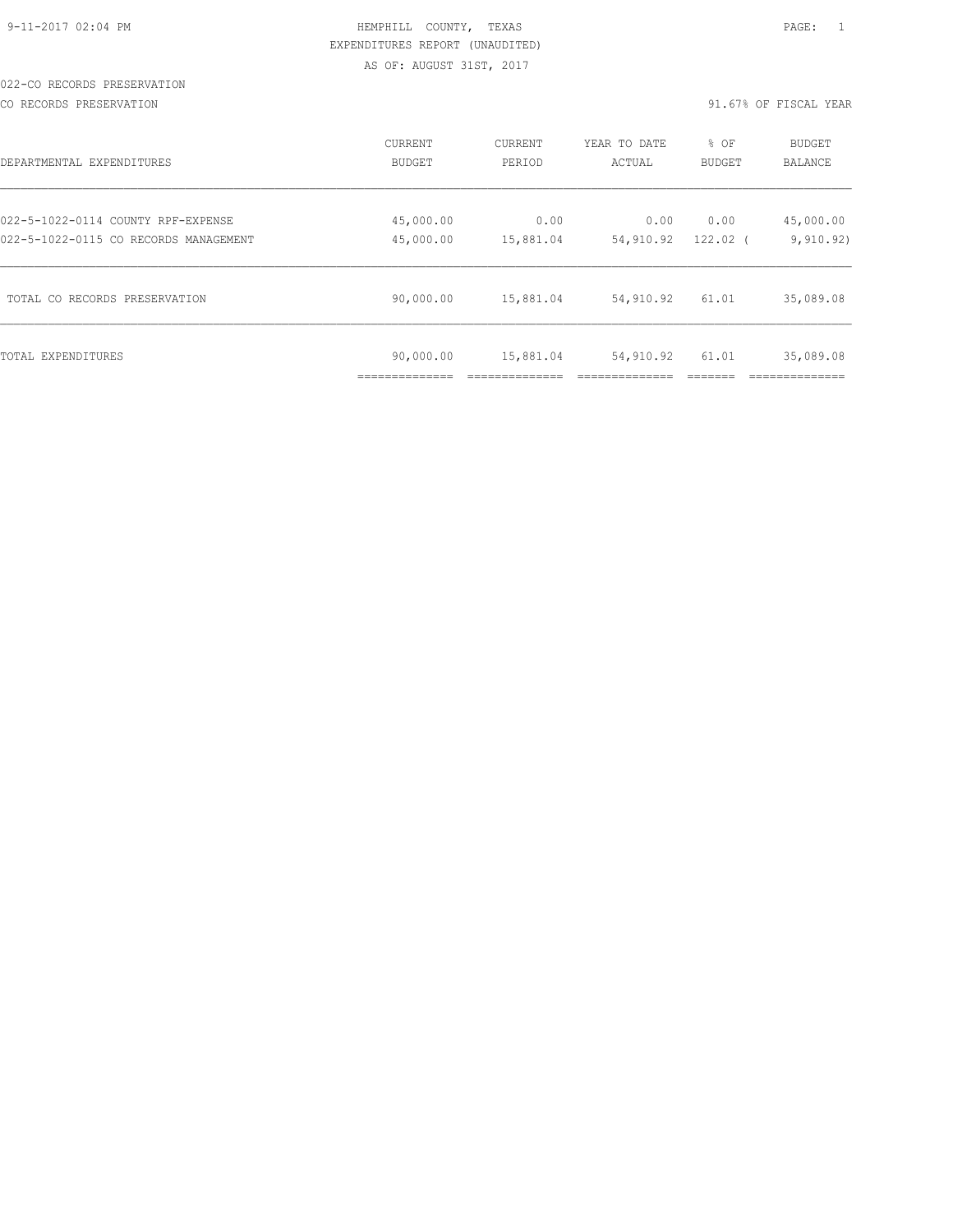9-11-2017 02:04 PM

HEMPHILL COUNTY, TEXAS

EXPENDITURES REPORT (UNAUDITED)

AS OF: AUGUST 31ST, 2017

022-CO RECORDS PRESERVATION

CO RECORDS PRESERVATION

91.67% OF FISCAL YEAR

| DEPARTMENTAL EXPENDITURES | CURRENT BUDGET | CURRENT PERIOD | YEAR TO DATE ACTUAL | % OF BUDGET | BUDGET BALANCE |
|---|---|---|---|---|---|
| 022-5-1022-0114 COUNTY RPF-EXPENSE | 45,000.00 | 0.00 | 0.00 | 0.00 | 45,000.00 |
| 022-5-1022-0115 CO RECORDS MANAGEMENT | 45,000.00 | 15,881.04 | 54,910.92 | 122.02 ( | 9,910.92) |
| TOTAL CO RECORDS PRESERVATION | 90,000.00 | 15,881.04 | 54,910.92 | 61.01 | 35,089.08 |
| TOTAL EXPENDITURES | 90,000.00 | 15,881.04 | 54,910.92 | 61.01 | 35,089.08 |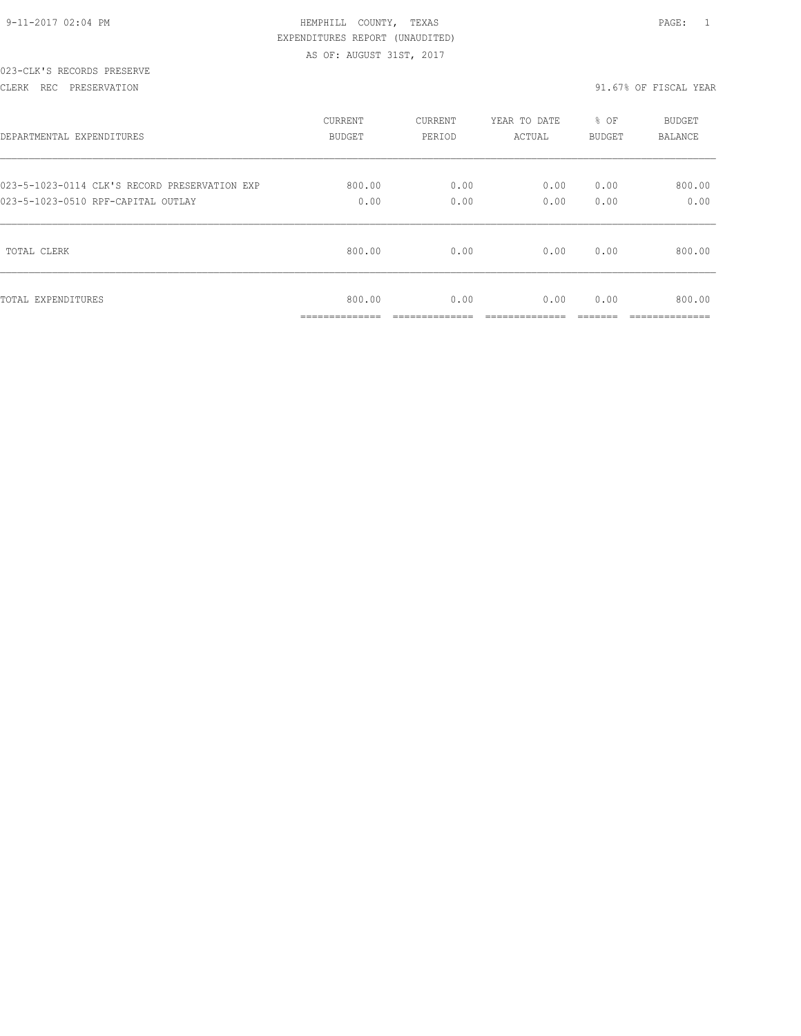9-11-2017 02:04 PM

HEMPHILL COUNTY, TEXAS

EXPENDITURES REPORT (UNAUDITED)

AS OF: AUGUST 31ST, 2017

023-CLK'S RECORDS PRESERVE

CLERK REC PRESERVATION

91.67% OF FISCAL YEAR

| DEPARTMENTAL EXPENDITURES | CURRENT BUDGET | CURRENT PERIOD | YEAR TO DATE ACTUAL | % OF BUDGET | BUDGET BALANCE |
|---|---|---|---|---|---|
| 023-5-1023-0114 CLK'S RECORD PRESERVATION EXP | 800.00 | 0.00 | 0.00 | 0.00 | 800.00 |
| 023-5-1023-0510 RPF-CAPITAL OUTLAY | 0.00 | 0.00 | 0.00 | 0.00 | 0.00 |
| TOTAL CLERK | 800.00 | 0.00 | 0.00 | 0.00 | 800.00 |
| TOTAL EXPENDITURES | 800.00 | 0.00 | 0.00 | 0.00 | 800.00 |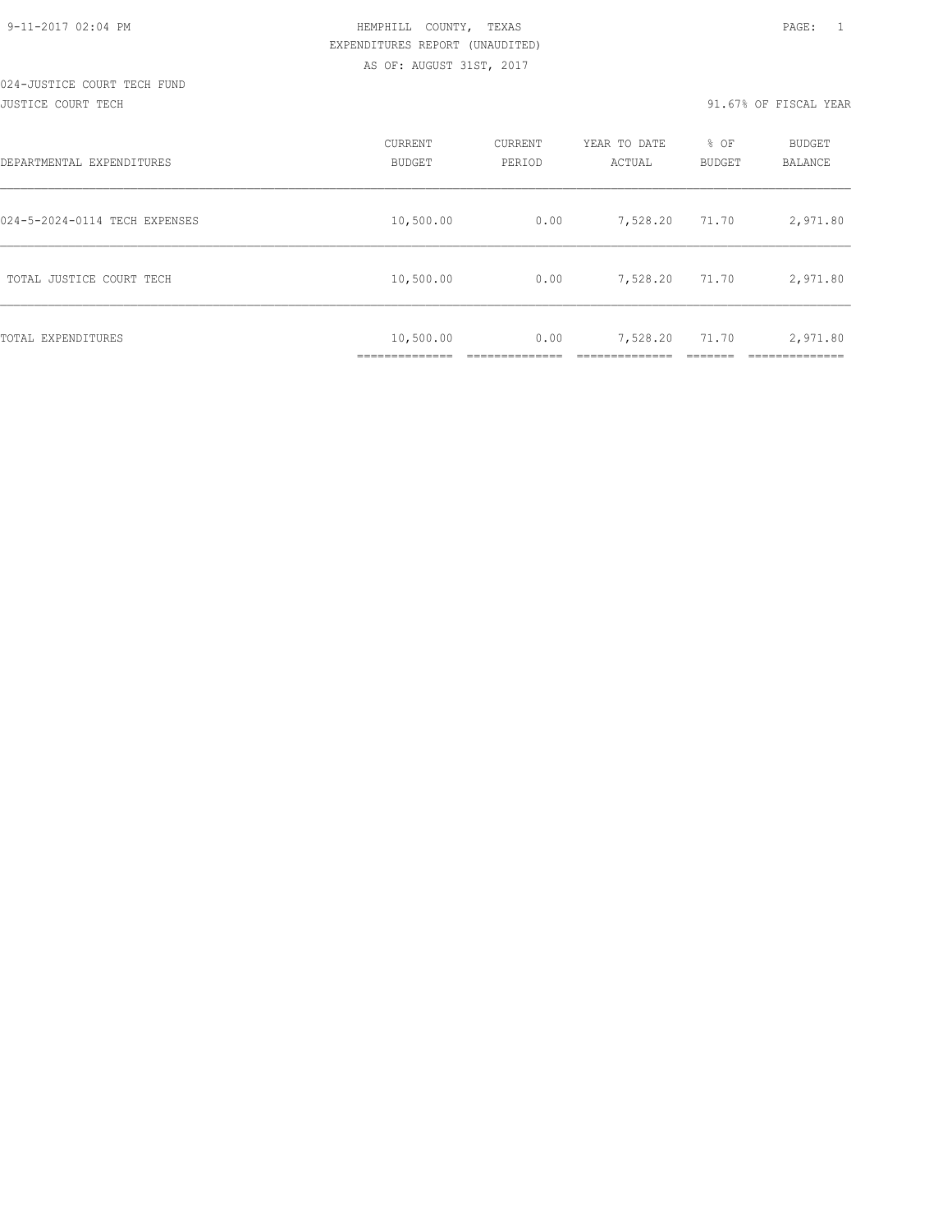HEMPHILL COUNTY, TEXAS

EXPENDITURES REPORT (UNAUDITED)

AS OF: AUGUST 31ST, 2017

024-JUSTICE COURT TECH FUND

JUSTICE COURT TECH

91.67% OF FISCAL YEAR

| DEPARTMENTAL EXPENDITURES | CURRENT BUDGET | CURRENT PERIOD | YEAR TO DATE ACTUAL | % OF BUDGET | BUDGET BALANCE |
|---|---|---|---|---|---|
| 024-5-2024-0114 TECH EXPENSES | 10,500.00 | 0.00 | 7,528.20 | 71.70 | 2,971.80 |
| TOTAL JUSTICE COURT TECH | 10,500.00 | 0.00 | 7,528.20 | 71.70 | 2,971.80 |
| TOTAL EXPENDITURES | 10,500.00 | 0.00 | 7,528.20 | 71.70 | 2,971.80 |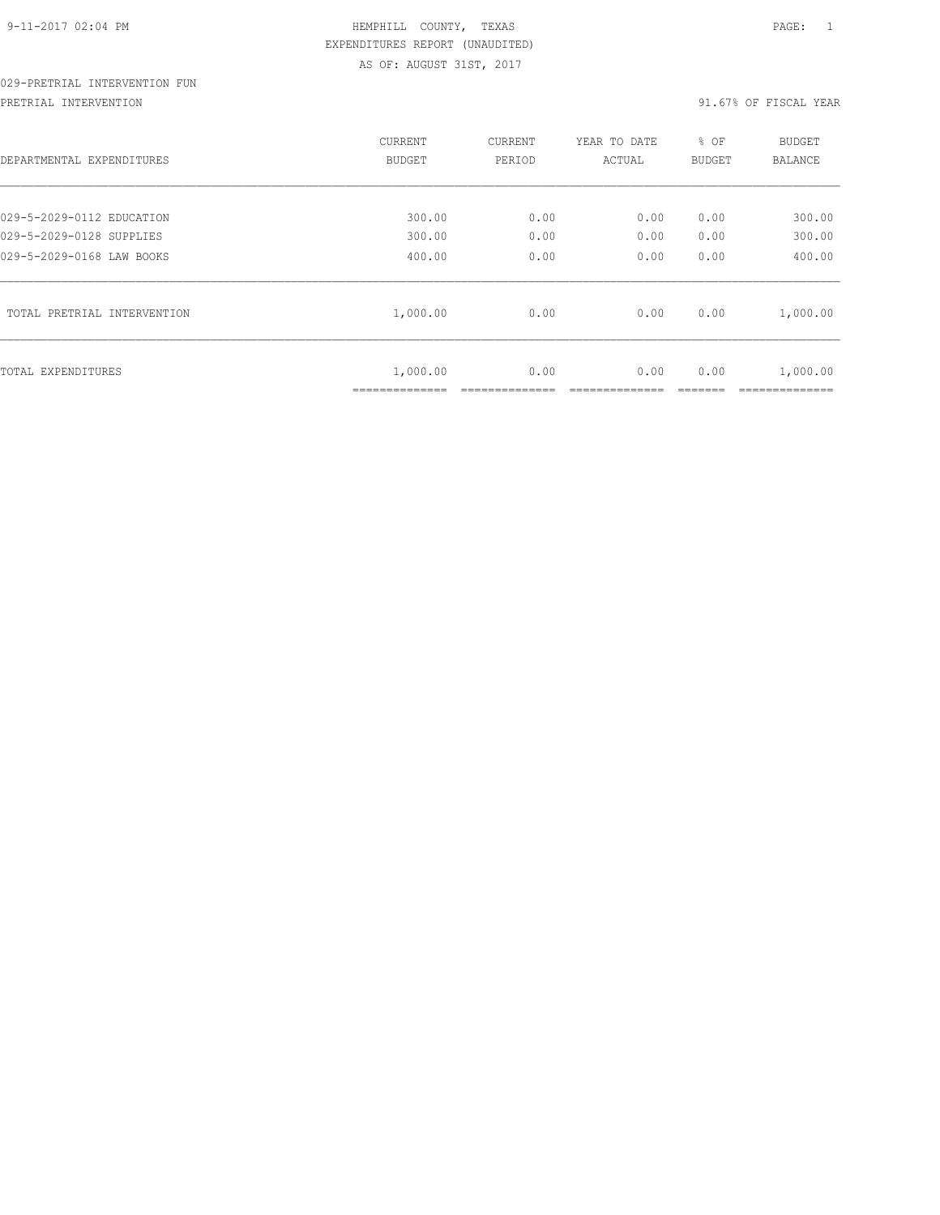9-11-2017 02:04 PM HEMPHILL COUNTY, TEXAS

EXPENDITURES REPORT (UNAUDITED)

AS OF: AUGUST 31ST, 2017

029-PRETRIAL INTERVENTION FUN

PRETRIAL INTERVENTION 91.67% OF FISCAL YEAR

| DEPARTMENTAL EXPENDITURES | CURRENT BUDGET | CURRENT PERIOD | YEAR TO DATE ACTUAL | % OF BUDGET | BUDGET BALANCE |
|---|---|---|---|---|---|
| 029-5-2029-0112 EDUCATION | 300.00 | 0.00 | 0.00 | 0.00 | 300.00 |
| 029-5-2029-0128 SUPPLIES | 300.00 | 0.00 | 0.00 | 0.00 | 300.00 |
| 029-5-2029-0168 LAW BOOKS | 400.00 | 0.00 | 0.00 | 0.00 | 400.00 |
| TOTAL PRETRIAL INTERVENTION | 1,000.00 | 0.00 | 0.00 | 0.00 | 1,000.00 |
| TOTAL EXPENDITURES | 1,000.00 | 0.00 | 0.00 | 0.00 | 1,000.00 |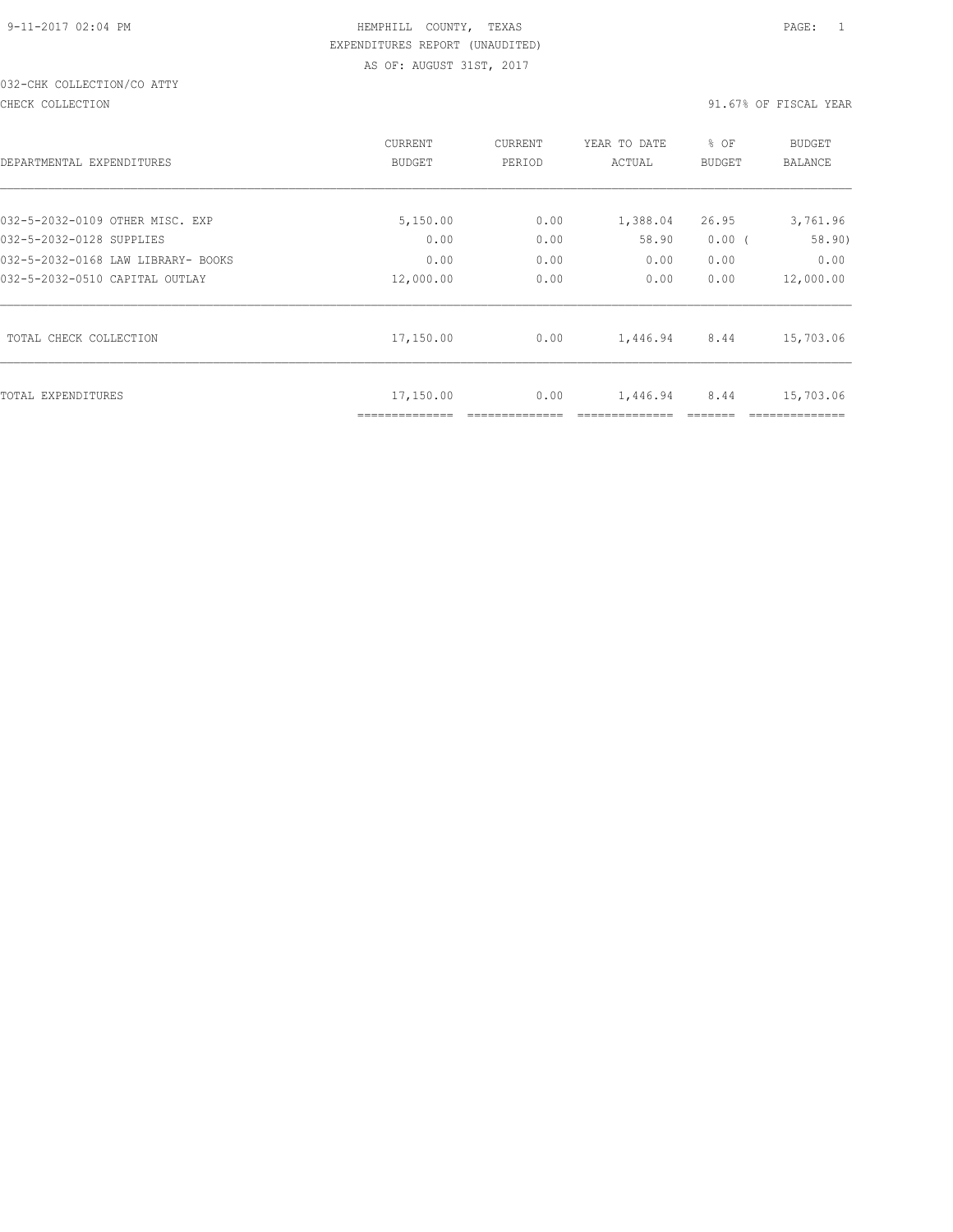HEMPHILL COUNTY, TEXAS
EXPENDITURES REPORT (UNAUDITED)
AS OF: AUGUST 31ST, 2017

032-CHK COLLECTION/CO ATTY

CHECK COLLECTION

91.67% OF FISCAL YEAR

| DEPARTMENTAL EXPENDITURES | CURRENT BUDGET | CURRENT PERIOD | YEAR TO DATE ACTUAL | % OF BUDGET | BUDGET BALANCE |
|---|---|---|---|---|---|
| 032-5-2032-0109 OTHER MISC. EXP | 5,150.00 | 0.00 | 1,388.04 | 26.95 | 3,761.96 |
| 032-5-2032-0128 SUPPLIES | 0.00 | 0.00 | 58.90 | 0.00 ( | 58.90) |
| 032-5-2032-0168 LAW LIBRARY- BOOKS | 0.00 | 0.00 | 0.00 | 0.00 | 0.00 |
| 032-5-2032-0510 CAPITAL OUTLAY | 12,000.00 | 0.00 | 0.00 | 0.00 | 12,000.00 |
| TOTAL CHECK COLLECTION | 17,150.00 | 0.00 | 1,446.94 | 8.44 | 15,703.06 |
| TOTAL EXPENDITURES | 17,150.00 | 0.00 | 1,446.94 | 8.44 | 15,703.06 |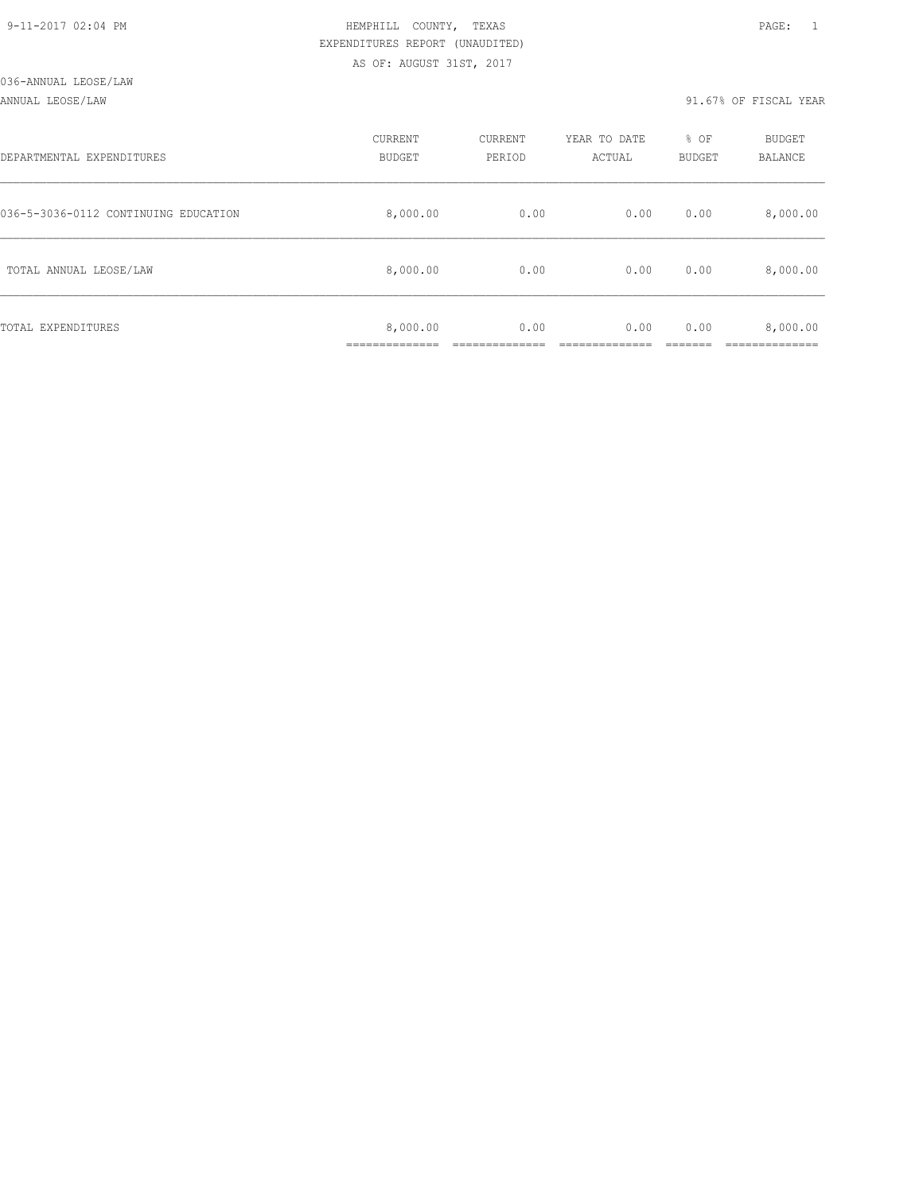9-11-2017 02:04 PM

HEMPHILL COUNTY, TEXAS
EXPENDITURES REPORT (UNAUDITED)
AS OF: AUGUST 31ST, 2017

036-ANNUAL LEOSE/LAW

ANNUAL LEOSE/LAW

91.67% OF FISCAL YEAR

| DEPARTMENTAL EXPENDITURES | CURRENT BUDGET | CURRENT PERIOD | YEAR TO DATE ACTUAL | % OF BUDGET | BUDGET BALANCE |
|---|---|---|---|---|---|
| 036-5-3036-0112 CONTINUING EDUCATION | 8,000.00 | 0.00 | 0.00 | 0.00 | 8,000.00 |
| TOTAL ANNUAL LEOSE/LAW | 8,000.00 | 0.00 | 0.00 | 0.00 | 8,000.00 |
| TOTAL EXPENDITURES | 8,000.00 | 0.00 | 0.00 | 0.00 | 8,000.00 |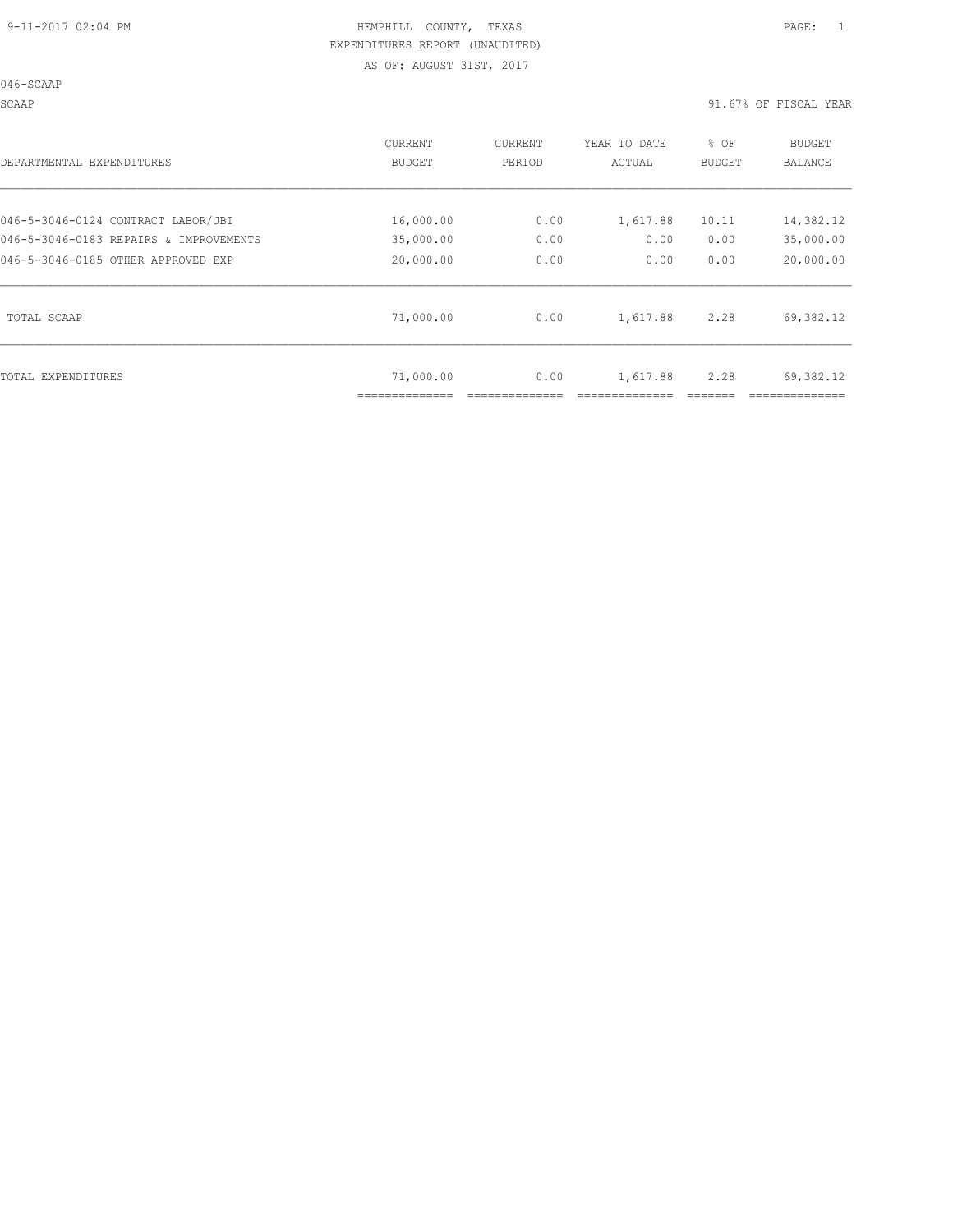HEMPHILL COUNTY, TEXAS
EXPENDITURES REPORT (UNAUDITED)
AS OF: AUGUST 31ST, 2017

046-SCAAP

SCAAP — 91.67% OF FISCAL YEAR

| DEPARTMENTAL EXPENDITURES | CURRENT BUDGET | CURRENT PERIOD | YEAR TO DATE ACTUAL | % OF BUDGET | BUDGET BALANCE |
|---|---|---|---|---|---|
| 046-5-3046-0124 CONTRACT LABOR/JBI | 16,000.00 | 0.00 | 1,617.88 | 10.11 | 14,382.12 |
| 046-5-3046-0183 REPAIRS & IMPROVEMENTS | 35,000.00 | 0.00 | 0.00 | 0.00 | 35,000.00 |
| 046-5-3046-0185 OTHER APPROVED EXP | 20,000.00 | 0.00 | 0.00 | 0.00 | 20,000.00 |
| TOTAL SCAAP | 71,000.00 | 0.00 | 1,617.88 | 2.28 | 69,382.12 |
| TOTAL EXPENDITURES | 71,000.00 | 0.00 | 1,617.88 | 2.28 | 69,382.12 |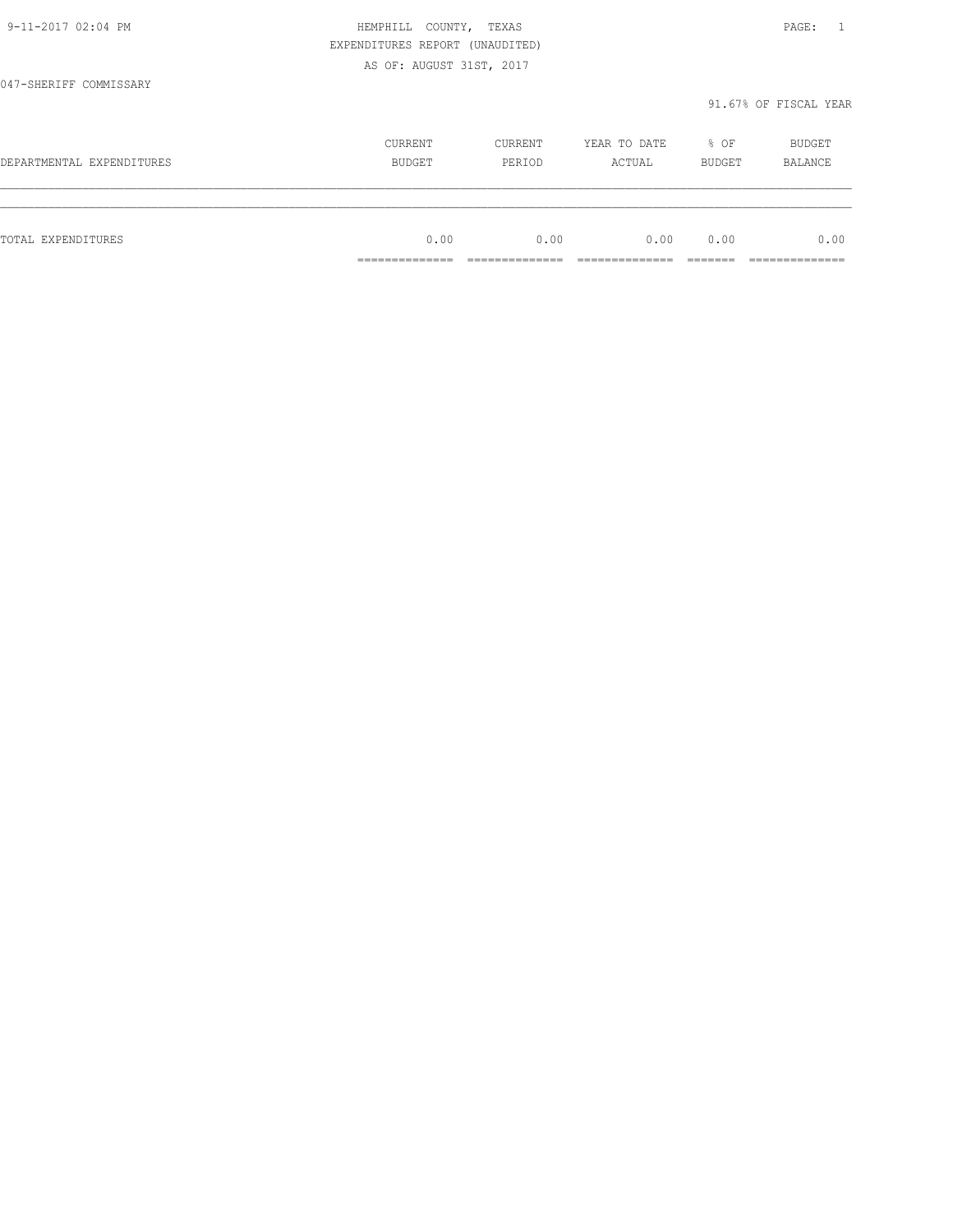HEMPHILL COUNTY, TEXAS
EXPENDITURES REPORT (UNAUDITED)
AS OF: AUGUST 31ST, 2017

047-SHERIFF COMMISSARY

91.67% OF FISCAL YEAR

| DEPARTMENTAL EXPENDITURES | CURRENT BUDGET | CURRENT PERIOD | YEAR TO DATE ACTUAL | % OF BUDGET | BUDGET BALANCE |
|---|---|---|---|---|---|
| TOTAL EXPENDITURES | 0.00 | 0.00 | 0.00 | 0.00 | 0.00 |